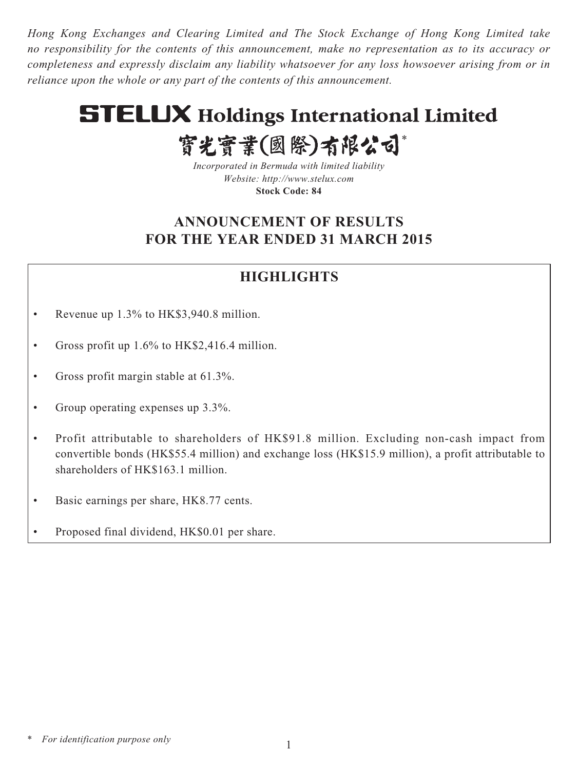*Hong Kong Exchanges and Clearing Limited and The Stock Exchange of Hong Kong Limited take no responsibility for the contents of this announcement, make no representation as to its accuracy or completeness and expressly disclaim any liability whatsoever for any loss howsoever arising from or in reliance upon the whole or any part of the contents of this announcement.*

# STELUX Holdings International Limited

# 寶光實業(國際)有限公司*

*Incorporated in Bermuda with limited liability*
*Website: http://www.stelux.com*
**Stock Code: 84**

## ANNOUNCEMENT OF RESULTS FOR THE YEAR ENDED 31 MARCH 2015

## HIGHLIGHTS

- Revenue up 1.3% to HK$3,940.8 million.
- Gross profit up 1.6% to HK$2,416.4 million.
- Gross profit margin stable at 61.3%.
- Group operating expenses up 3.3%.
- Profit attributable to shareholders of HK$91.8 million. Excluding non-cash impact from convertible bonds (HK$55.4 million) and exchange loss (HK$15.9 million), a profit attributable to shareholders of HK$163.1 million.
- Basic earnings per share, HK8.77 cents.
- Proposed final dividend, HK$0.01 per share.

\* *For identification purpose only*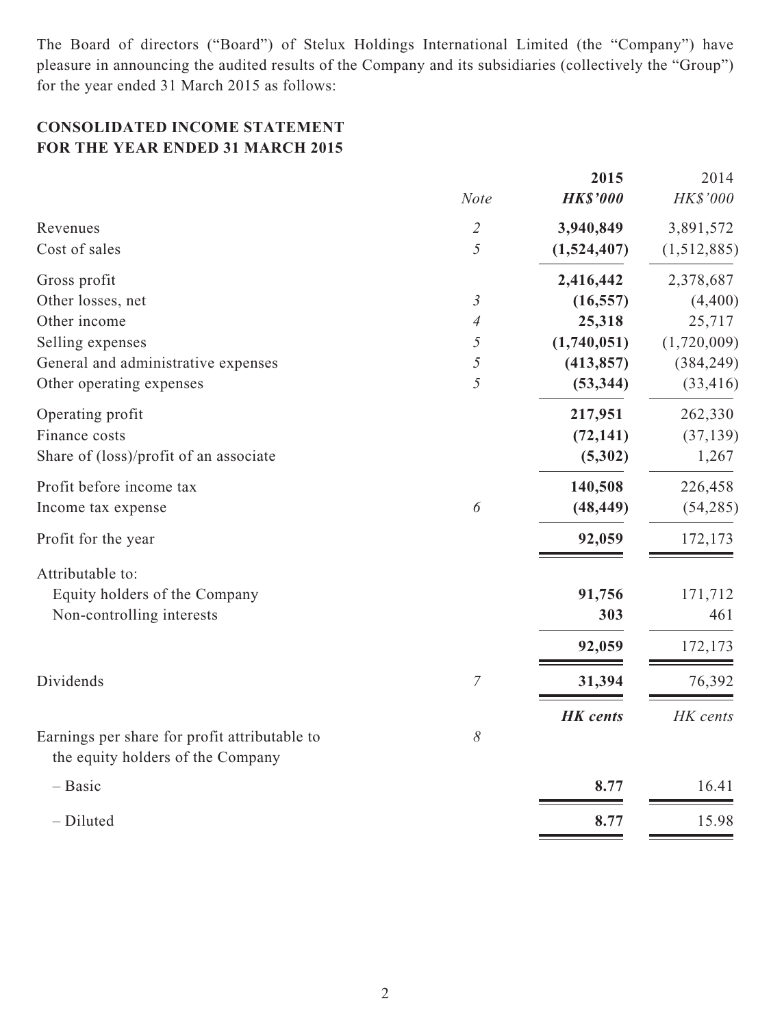The Board of directors ("Board") of Stelux Holdings International Limited (the "Company") have pleasure in announcing the audited results of the Company and its subsidiaries (collectively the "Group") for the year ended 31 March 2015 as follows:

## CONSOLIDATED INCOME STATEMENT
## FOR THE YEAR ENDED 31 MARCH 2015

| | Note | 2015<br>HK$'000 | 2014<br>HK$'000 |
|---|---|---|---|
| Revenues | 2 | **3,940,849** | 3,891,572 |
| Cost of sales | 5 | **(1,524,407)** | (1,512,885) |
| Gross profit | | **2,416,442** | 2,378,687 |
| Other losses, net | 3 | **(16,557)** | (4,400) |
| Other income | 4 | **25,318** | 25,717 |
| Selling expenses | 5 | **(1,740,051)** | (1,720,009) |
| General and administrative expenses | 5 | **(413,857)** | (384,249) |
| Other operating expenses | 5 | **(53,344)** | (33,416) |
| Operating profit | | **217,951** | 262,330 |
| Finance costs | | **(72,141)** | (37,139) |
| Share of (loss)/profit of an associate | | **(5,302)** | 1,267 |
| Profit before income tax | | **140,508** | 226,458 |
| Income tax expense | 6 | **(48,449)** | (54,285) |
| Profit for the year | | **92,059** | 172,173 |
| Attributable to: | | | |
| Equity holders of the Company | | **91,756** | 171,712 |
| Non-controlling interests | | **303** | 461 |
| | | **92,059** | 172,173 |
| Dividends | 7 | **31,394** | 76,392 |
| | | ***HK cents*** | *HK cents* |
| Earnings per share for profit attributable to the equity holders of the Company | 8 | | |
| – Basic | | **8.77** | 16.41 |
| – Diluted | | **8.77** | 15.98 |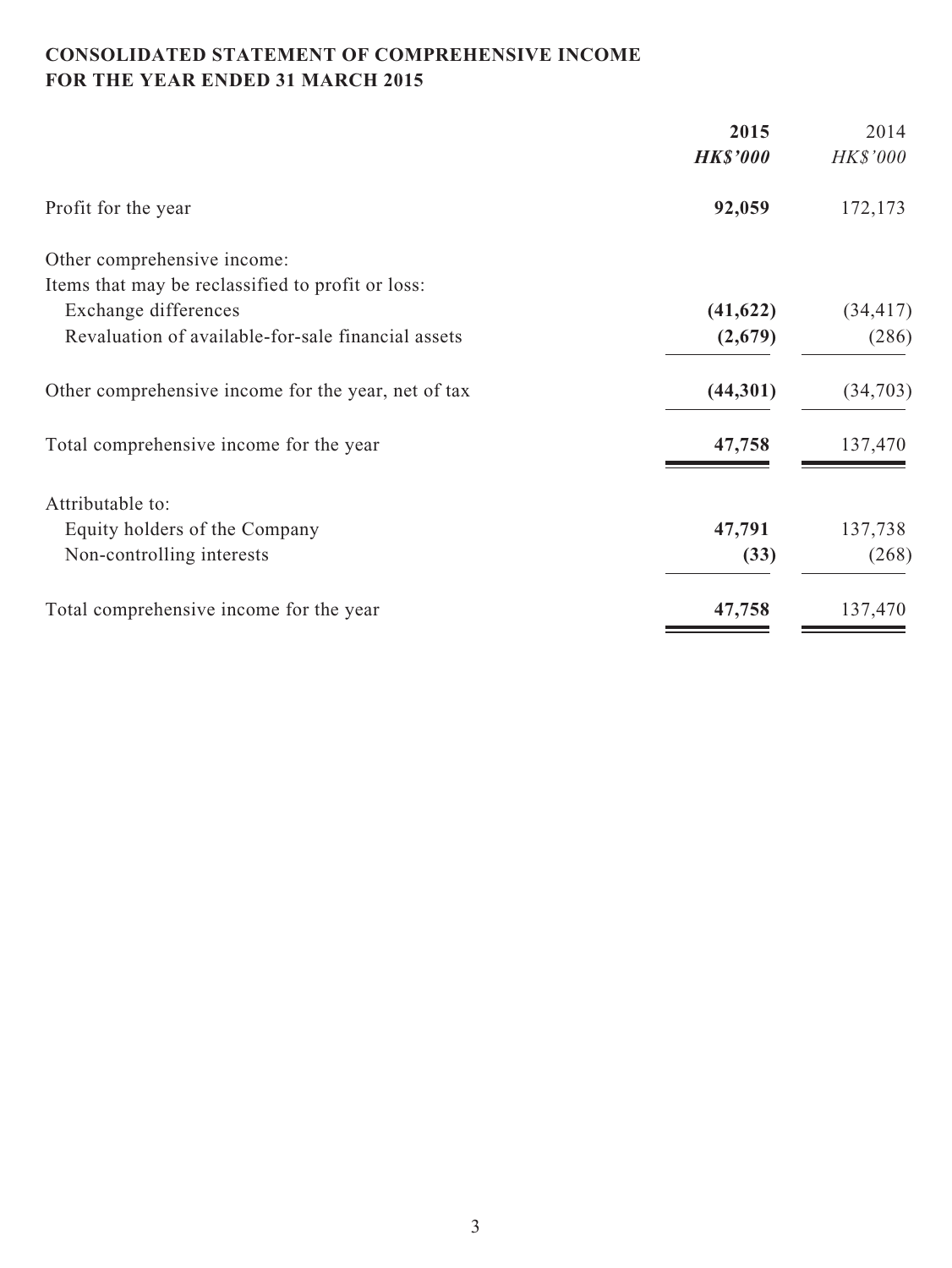**CONSOLIDATED STATEMENT OF COMPREHENSIVE INCOME**
**FOR THE YEAR ENDED 31 MARCH 2015**

| | **2015** | 2014 |
|---|---|---|
| | ***HK$'000*** | *HK$'000* |
| Profit for the year | **92,059** | 172,173 |
| Other comprehensive income: | | |
| Items that may be reclassified to profit or loss: | | |
| Exchange differences | **(41,622)** | (34,417) |
| Revaluation of available-for-sale financial assets | **(2,679)** | (286) |
| Other comprehensive income for the year, net of tax | **(44,301)** | (34,703) |
| Total comprehensive income for the year | **47,758** | 137,470 |
| Attributable to: | | |
| Equity holders of the Company | **47,791** | 137,738 |
| Non-controlling interests | **(33)** | (268) |
| Total comprehensive income for the year | **47,758** | 137,470 |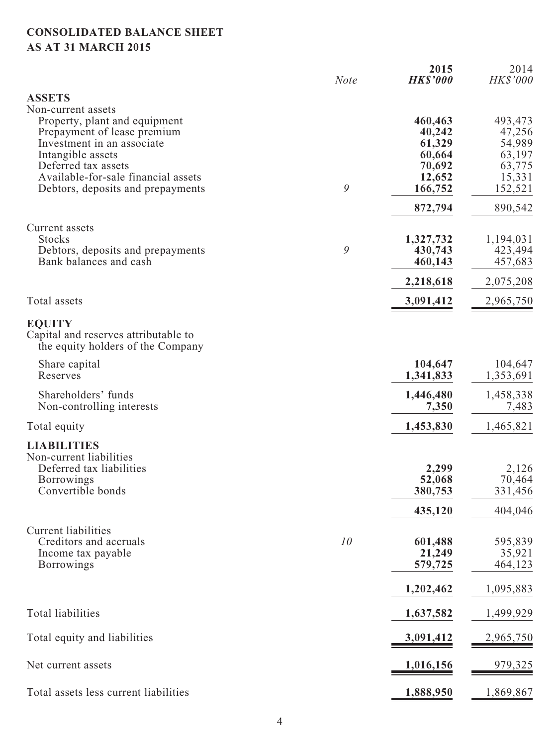# CONSOLIDATED BALANCE SHEET
## AS AT 31 MARCH 2015

| | Note | 2015 *HK$'000* | 2014 *HK$'000* |
|---|---|---|---|
| **ASSETS** | | | |
| Non-current assets | | | |
| Property, plant and equipment | | **460,463** | 493,473 |
| Prepayment of lease premium | | **40,242** | 47,256 |
| Investment in an associate | | **61,329** | 54,989 |
| Intangible assets | | **60,664** | 63,197 |
| Deferred tax assets | | **70,692** | 63,775 |
| Available-for-sale financial assets | | **12,652** | 15,331 |
| Debtors, deposits and prepayments | 9 | **166,752** | 152,521 |
| | | **872,794** | 890,542 |
| Current assets | | | |
| Stocks | | **1,327,732** | 1,194,031 |
| Debtors, deposits and prepayments | 9 | **430,743** | 423,494 |
| Bank balances and cash | | **460,143** | 457,683 |
| | | **2,218,618** | 2,075,208 |
| Total assets | | **3,091,412** | 2,965,750 |
| **EQUITY** | | | |
| Capital and reserves attributable to the equity holders of the Company | | | |
| Share capital | | **104,647** | 104,647 |
| Reserves | | **1,341,833** | 1,353,691 |
| Shareholders' funds | | **1,446,480** | 1,458,338 |
| Non-controlling interests | | **7,350** | 7,483 |
| Total equity | | **1,453,830** | 1,465,821 |
| **LIABILITIES** | | | |
| Non-current liabilities | | | |
| Deferred tax liabilities | | **2,299** | 2,126 |
| Borrowings | | **52,068** | 70,464 |
| Convertible bonds | | **380,753** | 331,456 |
| | | **435,120** | 404,046 |
| Current liabilities | | | |
| Creditors and accruals | 10 | **601,488** | 595,839 |
| Income tax payable | | **21,249** | 35,921 |
| Borrowings | | **579,725** | 464,123 |
| | | **1,202,462** | 1,095,883 |
| Total liabilities | | **1,637,582** | 1,499,929 |
| Total equity and liabilities | | **3,091,412** | 2,965,750 |
| Net current assets | | **1,016,156** | 979,325 |
| Total assets less current liabilities | | **1,888,950** | 1,869,867 |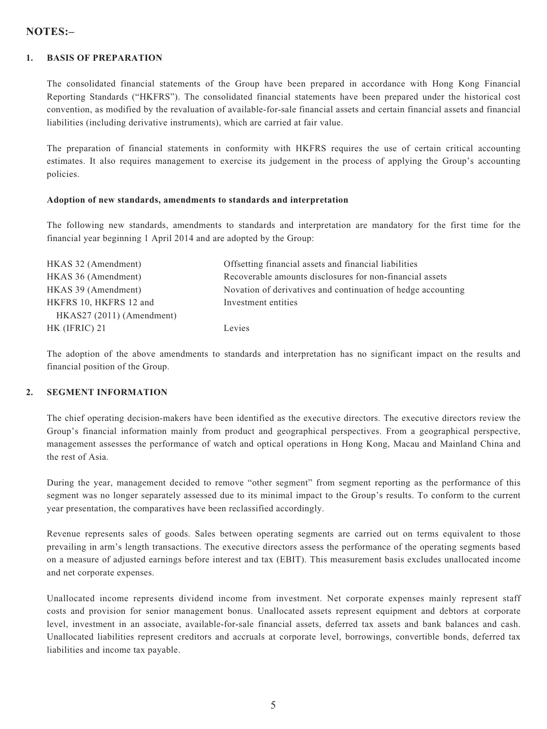## NOTES:–

### 1. BASIS OF PREPARATION

The consolidated financial statements of the Group have been prepared in accordance with Hong Kong Financial Reporting Standards ("HKFRS"). The consolidated financial statements have been prepared under the historical cost convention, as modified by the revaluation of available-for-sale financial assets and certain financial assets and financial liabilities (including derivative instruments), which are carried at fair value.

The preparation of financial statements in conformity with HKFRS requires the use of certain critical accounting estimates. It also requires management to exercise its judgement in the process of applying the Group's accounting policies.

**Adoption of new standards, amendments to standards and interpretation**

The following new standards, amendments to standards and interpretation are mandatory for the first time for the financial year beginning 1 April 2014 and are adopted by the Group:

| | |
|---|---|
| HKAS 32 (Amendment) | Offsetting financial assets and financial liabilities |
| HKAS 36 (Amendment) | Recoverable amounts disclosures for non-financial assets |
| HKAS 39 (Amendment) | Novation of derivatives and continuation of hedge accounting |
| HKFRS 10, HKFRS 12 and HKAS27 (2011) (Amendment) | Investment entities |
| HK (IFRIC) 21 | Levies |

The adoption of the above amendments to standards and interpretation has no significant impact on the results and financial position of the Group.

### 2. SEGMENT INFORMATION

The chief operating decision-makers have been identified as the executive directors. The executive directors review the Group's financial information mainly from product and geographical perspectives. From a geographical perspective, management assesses the performance of watch and optical operations in Hong Kong, Macau and Mainland China and the rest of Asia.

During the year, management decided to remove "other segment" from segment reporting as the performance of this segment was no longer separately assessed due to its minimal impact to the Group's results. To conform to the current year presentation, the comparatives have been reclassified accordingly.

Revenue represents sales of goods. Sales between operating segments are carried out on terms equivalent to those prevailing in arm's length transactions. The executive directors assess the performance of the operating segments based on a measure of adjusted earnings before interest and tax (EBIT). This measurement basis excludes unallocated income and net corporate expenses.

Unallocated income represents dividend income from investment. Net corporate expenses mainly represent staff costs and provision for senior management bonus. Unallocated assets represent equipment and debtors at corporate level, investment in an associate, available-for-sale financial assets, deferred tax assets and bank balances and cash. Unallocated liabilities represent creditors and accruals at corporate level, borrowings, convertible bonds, deferred tax liabilities and income tax payable.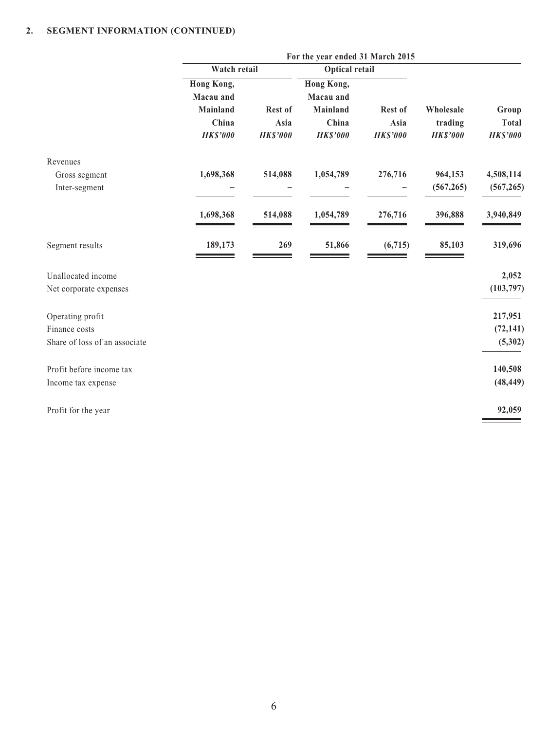## 2. SEGMENT INFORMATION (CONTINUED)

| | For the year ended 31 March 2015 | | | | | |
|---|---|---|---|---|---|---|
| | Watch retail | | Optical retail | | | |
| | Hong Kong, Macau and Mainland China | Rest of Asia | Hong Kong, Macau and Mainland China | Rest of Asia | Wholesale trading | Group Total |
| | *HK$'000* | *HK$'000* | *HK$'000* | *HK$'000* | *HK$'000* | *HK$'000* |
| Revenues | | | | | | |
| Gross segment | **1,698,368** | **514,088** | **1,054,789** | **276,716** | **964,153** | **4,508,114** |
| Inter-segment | **–** | **–** | **–** | **–** | **(567,265)** | **(567,265)** |
| | **1,698,368** | **514,088** | **1,054,789** | **276,716** | **396,888** | **3,940,849** |
| Segment results | **189,173** | **269** | **51,866** | **(6,715)** | **85,103** | **319,696** |
| Unallocated income | | | | | | **2,052** |
| Net corporate expenses | | | | | | **(103,797)** |
| Operating profit | | | | | | **217,951** |
| Finance costs | | | | | | **(72,141)** |
| Share of loss of an associate | | | | | | **(5,302)** |
| Profit before income tax | | | | | | **140,508** |
| Income tax expense | | | | | | **(48,449)** |
| Profit for the year | | | | | | **92,059** |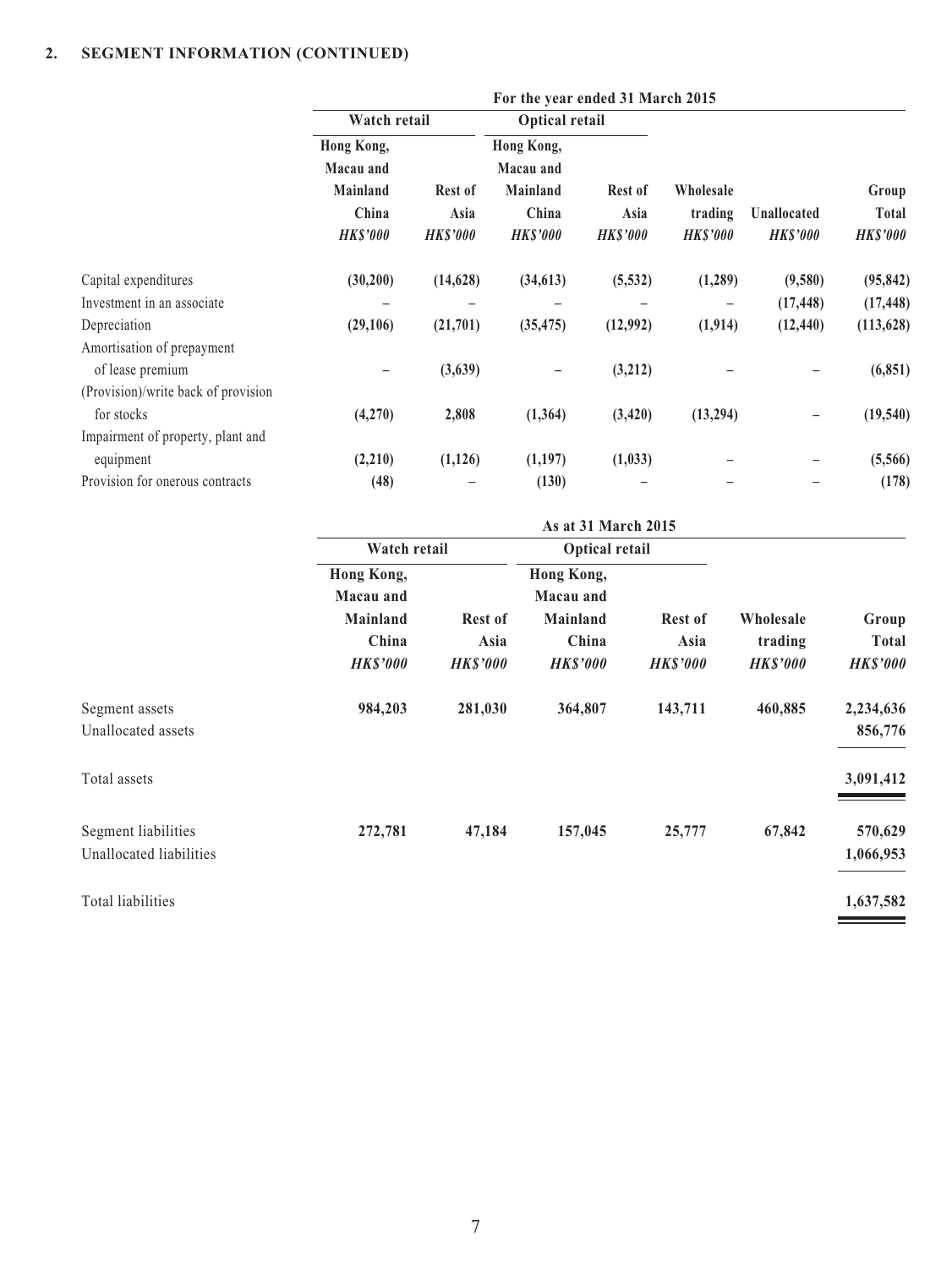## 2. SEGMENT INFORMATION (CONTINUED)

| | For the year ended 31 March 2015 | | | | | | |
|---|---|---|---|---|---|---|---|
| | Watch retail | | Optical retail | | | | |
| | Hong Kong, Macau and Mainland China | Rest of Asia | Hong Kong, Macau and Mainland China | Rest of Asia | Wholesale trading | Unallocated | Group Total |
| | *HK$'000* | *HK$'000* | *HK$'000* | *HK$'000* | *HK$'000* | *HK$'000* | *HK$'000* |
| Capital expenditures | **(30,200)** | **(14,628)** | **(34,613)** | **(5,532)** | **(1,289)** | **(9,580)** | **(95,842)** |
| Investment in an associate | – | – | – | – | – | **(17,448)** | **(17,448)** |
| Depreciation | **(29,106)** | **(21,701)** | **(35,475)** | **(12,992)** | **(1,914)** | **(12,440)** | **(113,628)** |
| Amortisation of prepayment of lease premium | – | **(3,639)** | – | **(3,212)** | – | – | **(6,851)** |
| (Provision)/write back of provision for stocks | **(4,270)** | **2,808** | **(1,364)** | **(3,420)** | **(13,294)** | – | **(19,540)** |
| Impairment of property, plant and equipment | **(2,210)** | **(1,126)** | **(1,197)** | **(1,033)** | – | – | **(5,566)** |
| Provision for onerous contracts | **(48)** | – | **(130)** | – | – | – | **(178)** |

| | As at 31 March 2015 | | | | | |
|---|---|---|---|---|---|---|
| | Watch retail | | Optical retail | | | |
| | Hong Kong, Macau and Mainland China | Rest of Asia | Hong Kong, Macau and Mainland China | Rest of Asia | Wholesale trading | Group Total |
| | *HK$'000* | *HK$'000* | *HK$'000* | *HK$'000* | *HK$'000* | *HK$'000* |
| Segment assets | **984,203** | **281,030** | **364,807** | **143,711** | **460,885** | **2,234,636** |
| Unallocated assets | | | | | | **856,776** |
| Total assets | | | | | | **3,091,412** |
| Segment liabilities | **272,781** | **47,184** | **157,045** | **25,777** | **67,842** | **570,629** |
| Unallocated liabilities | | | | | | **1,066,953** |
| Total liabilities | | | | | | **1,637,582** |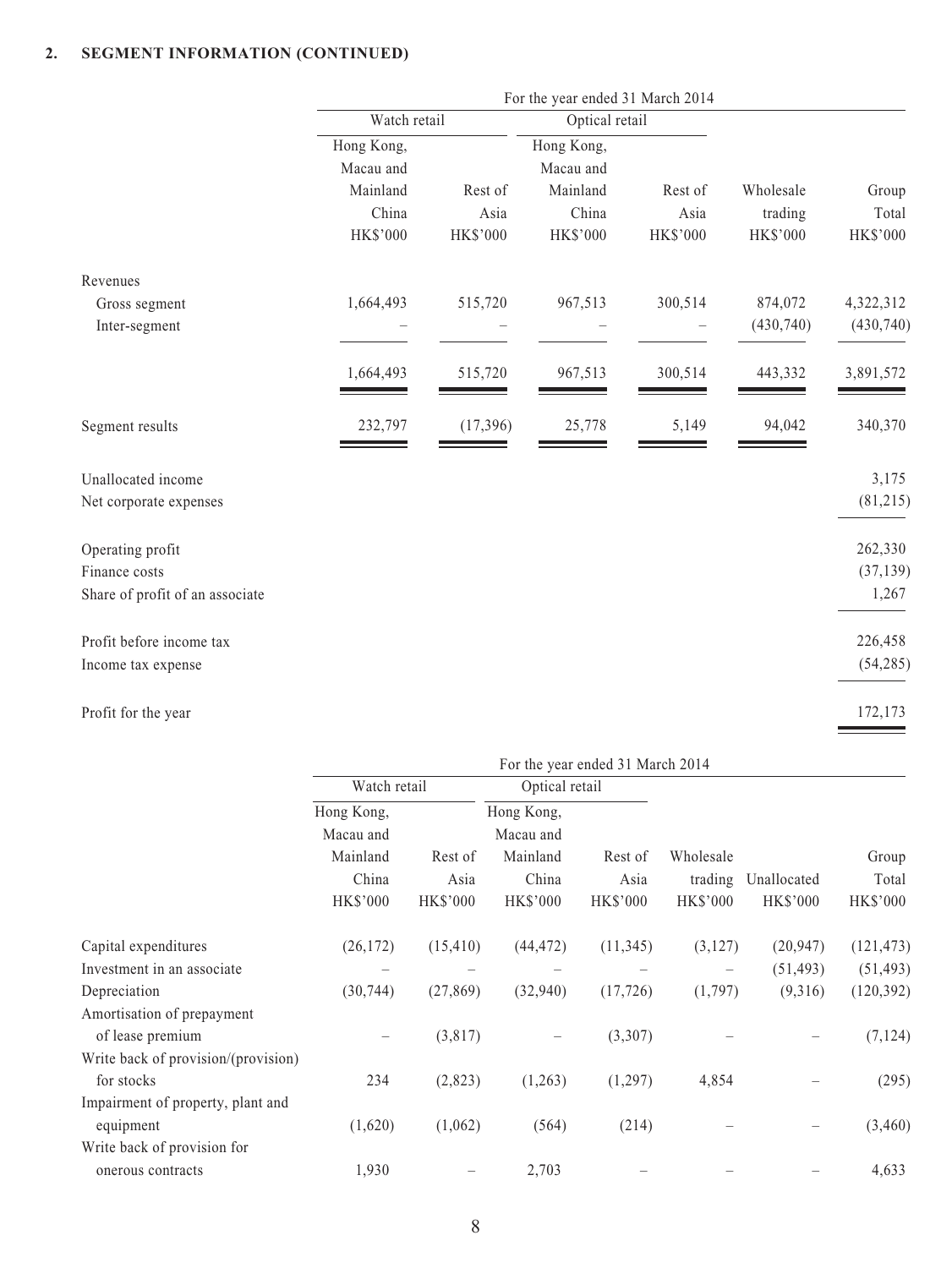## 2. SEGMENT INFORMATION (CONTINUED)

| | For the year ended 31 March 2014 | | | | | |
|---|---|---|---|---|---|---|
| | Watch retail | | Optical retail | | | |
| | Hong Kong, Macau and Mainland China HK$'000 | Rest of Asia HK$'000 | Hong Kong, Macau and Mainland China HK$'000 | Rest of Asia HK$'000 | Wholesale trading HK$'000 | Group Total HK$'000 |
| Revenues | | | | | | |
| Gross segment | 1,664,493 | 515,720 | 967,513 | 300,514 | 874,072 | 4,322,312 |
| Inter-segment | – | – | – | – | (430,740) | (430,740) |
| | 1,664,493 | 515,720 | 967,513 | 300,514 | 443,332 | 3,891,572 |
| Segment results | 232,797 | (17,396) | 25,778 | 5,149 | 94,042 | 340,370 |
| Unallocated income | | | | | | 3,175 |
| Net corporate expenses | | | | | | (81,215) |
| Operating profit | | | | | | 262,330 |
| Finance costs | | | | | | (37,139) |
| Share of profit of an associate | | | | | | 1,267 |
| Profit before income tax | | | | | | 226,458 |
| Income tax expense | | | | | | (54,285) |
| Profit for the year | | | | | | 172,173 |

| | For the year ended 31 March 2014 | | | | | | |
|---|---|---|---|---|---|---|---|
| | Watch retail | | Optical retail | | | | |
| | Hong Kong, Macau and Mainland China HK$'000 | Rest of Asia HK$'000 | Hong Kong, Macau and Mainland China HK$'000 | Rest of Asia HK$'000 | Wholesale trading HK$'000 | Unallocated HK$'000 | Group Total HK$'000 |
| Capital expenditures | (26,172) | (15,410) | (44,472) | (11,345) | (3,127) | (20,947) | (121,473) |
| Investment in an associate | – | – | – | – | – | (51,493) | (51,493) |
| Depreciation | (30,744) | (27,869) | (32,940) | (17,726) | (1,797) | (9,316) | (120,392) |
| Amortisation of prepayment of lease premium | – | (3,817) | – | (3,307) | – | – | (7,124) |
| Write back of provision/(provision) for stocks | 234 | (2,823) | (1,263) | (1,297) | 4,854 | – | (295) |
| Impairment of property, plant and equipment | (1,620) | (1,062) | (564) | (214) | – | – | (3,460) |
| Write back of provision for onerous contracts | 1,930 | – | 2,703 | – | – | – | 4,633 |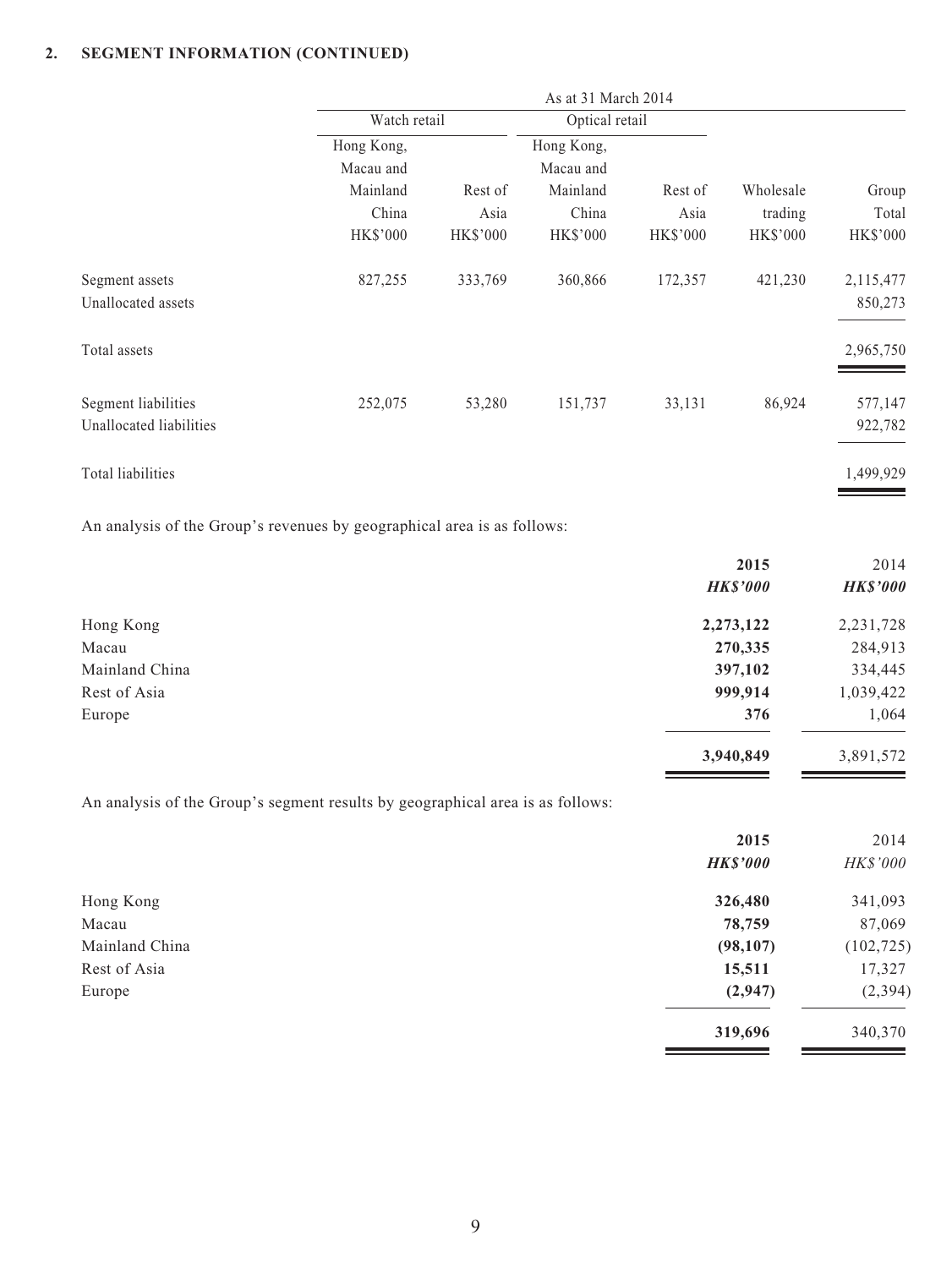## 2. SEGMENT INFORMATION (CONTINUED)

| | As at 31 March 2014 | | | | | |
|---|---|---|---|---|---|---|
| | Watch retail | | Optical retail | | | |
| | Hong Kong, Macau and Mainland China | Rest of Asia | Hong Kong, Macau and Mainland China | Rest of Asia | Wholesale trading | Group Total |
| | HK$'000 | HK$'000 | HK$'000 | HK$'000 | HK$'000 | HK$'000 |
| Segment assets | 827,255 | 333,769 | 360,866 | 172,357 | 421,230 | 2,115,477 |
| Unallocated assets | | | | | | 850,273 |
| Total assets | | | | | | 2,965,750 |
| Segment liabilities | 252,075 | 53,280 | 151,737 | 33,131 | 86,924 | 577,147 |
| Unallocated liabilities | | | | | | 922,782 |
| Total liabilities | | | | | | 1,499,929 |

An analysis of the Group's revenues by geographical area is as follows:

| | **2015** | 2014 |
|---|---|---|
| | ***HK$'000*** | ***HK$'000*** |
| Hong Kong | **2,273,122** | 2,231,728 |
| Macau | **270,335** | 284,913 |
| Mainland China | **397,102** | 334,445 |
| Rest of Asia | **999,914** | 1,039,422 |
| Europe | **376** | 1,064 |
| | **3,940,849** | 3,891,572 |

An analysis of the Group's segment results by geographical area is as follows:

| | **2015** | 2014 |
|---|---|---|
| | ***HK$'000*** | *HK$'000* |
| Hong Kong | **326,480** | 341,093 |
| Macau | **78,759** | 87,069 |
| Mainland China | **(98,107)** | (102,725) |
| Rest of Asia | **15,511** | 17,327 |
| Europe | **(2,947)** | (2,394) |
| | **319,696** | 340,370 |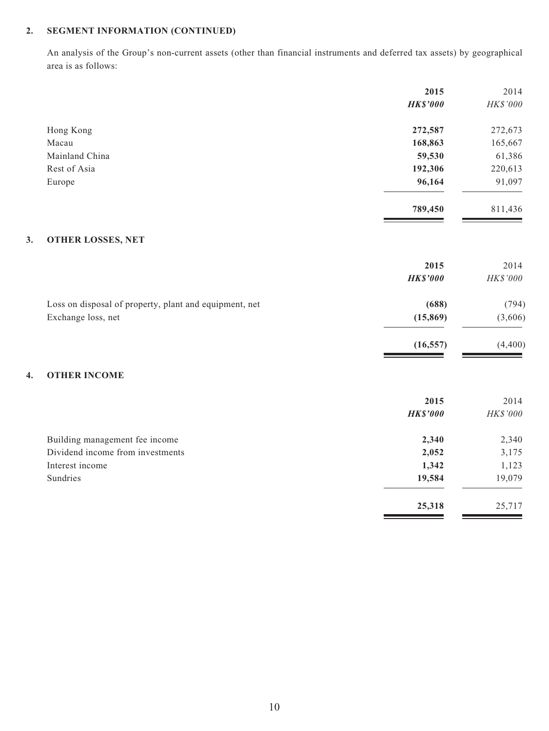## 2. SEGMENT INFORMATION (CONTINUED)

An analysis of the Group's non-current assets (other than financial instruments and deferred tax assets) by geographical area is as follows:

| | 2015 | 2014 |
|---|---|---|
| | ***HK$'000*** | *HK$'000* |
| Hong Kong | **272,587** | 272,673 |
| Macau | **168,863** | 165,667 |
| Mainland China | **59,530** | 61,386 |
| Rest of Asia | **192,306** | 220,613 |
| Europe | **96,164** | 91,097 |
| | **789,450** | 811,436 |

## 3. OTHER LOSSES, NET

| | 2015 | 2014 |
|---|---|---|
| | ***HK$'000*** | *HK$'000* |
| Loss on disposal of property, plant and equipment, net | **(688)** | (794) |
| Exchange loss, net | **(15,869)** | (3,606) |
| | **(16,557)** | (4,400) |

## 4. OTHER INCOME

| | 2015 | 2014 |
|---|---|---|
| | ***HK$'000*** | *HK$'000* |
| Building management fee income | **2,340** | 2,340 |
| Dividend income from investments | **2,052** | 3,175 |
| Interest income | **1,342** | 1,123 |
| Sundries | **19,584** | 19,079 |
| | **25,318** | 25,717 |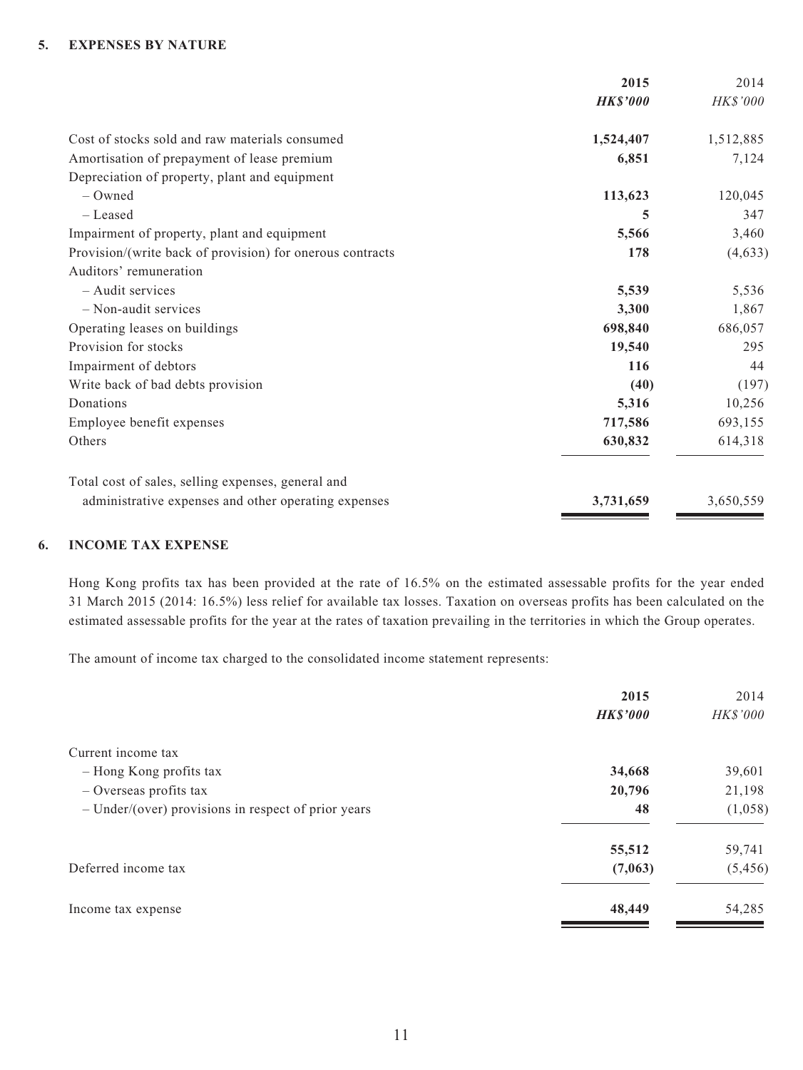## 5. EXPENSES BY NATURE

| | **2015** | 2014 |
|---|---|---|
| | ***HK$'000*** | *HK$'000* |
| Cost of stocks sold and raw materials consumed | **1,524,407** | 1,512,885 |
| Amortisation of prepayment of lease premium | **6,851** | 7,124 |
| Depreciation of property, plant and equipment | | |
| – Owned | **113,623** | 120,045 |
| – Leased | **5** | 347 |
| Impairment of property, plant and equipment | **5,566** | 3,460 |
| Provision/(write back of provision) for onerous contracts | **178** | (4,633) |
| Auditors' remuneration | | |
| – Audit services | **5,539** | 5,536 |
| – Non-audit services | **3,300** | 1,867 |
| Operating leases on buildings | **698,840** | 686,057 |
| Provision for stocks | **19,540** | 295 |
| Impairment of debtors | **116** | 44 |
| Write back of bad debts provision | **(40)** | (197) |
| Donations | **5,316** | 10,256 |
| Employee benefit expenses | **717,586** | 693,155 |
| Others | **630,832** | 614,318 |
| Total cost of sales, selling expenses, general and administrative expenses and other operating expenses | **3,731,659** | 3,650,559 |

## 6. INCOME TAX EXPENSE

Hong Kong profits tax has been provided at the rate of 16.5% on the estimated assessable profits for the year ended 31 March 2015 (2014: 16.5%) less relief for available tax losses. Taxation on overseas profits has been calculated on the estimated assessable profits for the year at the rates of taxation prevailing in the territories in which the Group operates.

The amount of income tax charged to the consolidated income statement represents:

| | **2015** | 2014 |
|---|---|---|
| | ***HK$'000*** | *HK$'000* |
| Current income tax | | |
| – Hong Kong profits tax | **34,668** | 39,601 |
| – Overseas profits tax | **20,796** | 21,198 |
| – Under/(over) provisions in respect of prior years | **48** | (1,058) |
| | **55,512** | 59,741 |
| Deferred income tax | **(7,063)** | (5,456) |
| Income tax expense | **48,449** | 54,285 |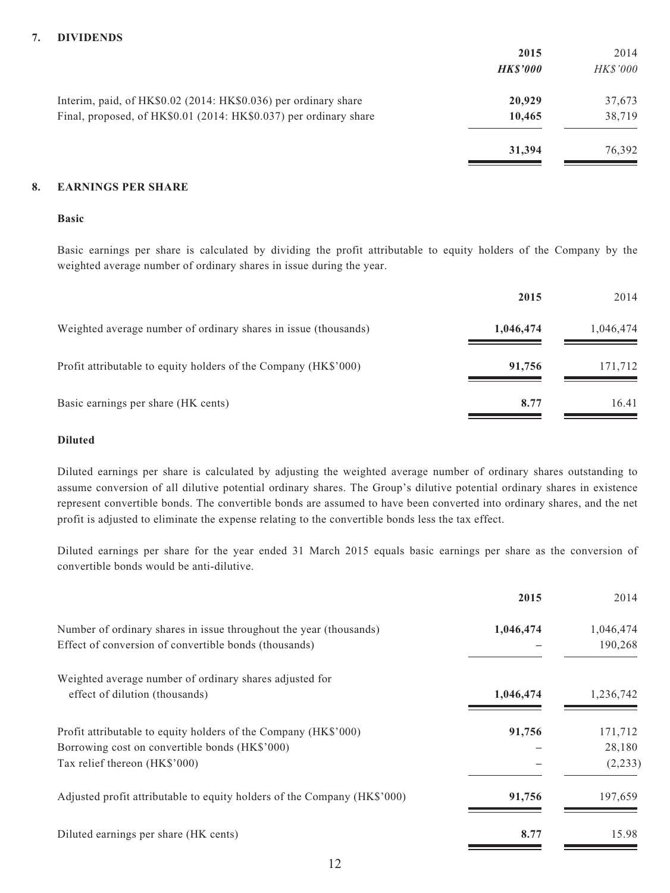## 7. DIVIDENDS

| | **2015** | 2014 |
|---|---|---|
| | ***HK$'000*** | *HK$'000* |
| Interim, paid, of HK$0.02 (2014: HK$0.036) per ordinary share | **20,929** | 37,673 |
| Final, proposed, of HK$0.01 (2014: HK$0.037) per ordinary share | **10,465** | 38,719 |
| | **31,394** | 76,392 |

## 8. EARNINGS PER SHARE

### Basic

Basic earnings per share is calculated by dividing the profit attributable to equity holders of the Company by the weighted average number of ordinary shares in issue during the year.

| | **2015** | 2014 |
|---|---|---|
| Weighted average number of ordinary shares in issue (thousands) | **1,046,474** | 1,046,474 |
| Profit attributable to equity holders of the Company (HK$'000) | **91,756** | 171,712 |
| Basic earnings per share (HK cents) | **8.77** | 16.41 |

### Diluted

Diluted earnings per share is calculated by adjusting the weighted average number of ordinary shares outstanding to assume conversion of all dilutive potential ordinary shares. The Group's dilutive potential ordinary shares in existence represent convertible bonds. The convertible bonds are assumed to have been converted into ordinary shares, and the net profit is adjusted to eliminate the expense relating to the convertible bonds less the tax effect.

Diluted earnings per share for the year ended 31 March 2015 equals basic earnings per share as the conversion of convertible bonds would be anti-dilutive.

| | **2015** | 2014 |
|---|---|---|
| Number of ordinary shares in issue throughout the year (thousands) | **1,046,474** | 1,046,474 |
| Effect of conversion of convertible bonds (thousands) | **–** | 190,268 |
| Weighted average number of ordinary shares adjusted for effect of dilution (thousands) | **1,046,474** | 1,236,742 |
| Profit attributable to equity holders of the Company (HK$'000) | **91,756** | 171,712 |
| Borrowing cost on convertible bonds (HK$'000) | **–** | 28,180 |
| Tax relief thereon (HK$'000) | **–** | (2,233) |
| Adjusted profit attributable to equity holders of the Company (HK$'000) | **91,756** | 197,659 |
| Diluted earnings per share (HK cents) | **8.77** | 15.98 |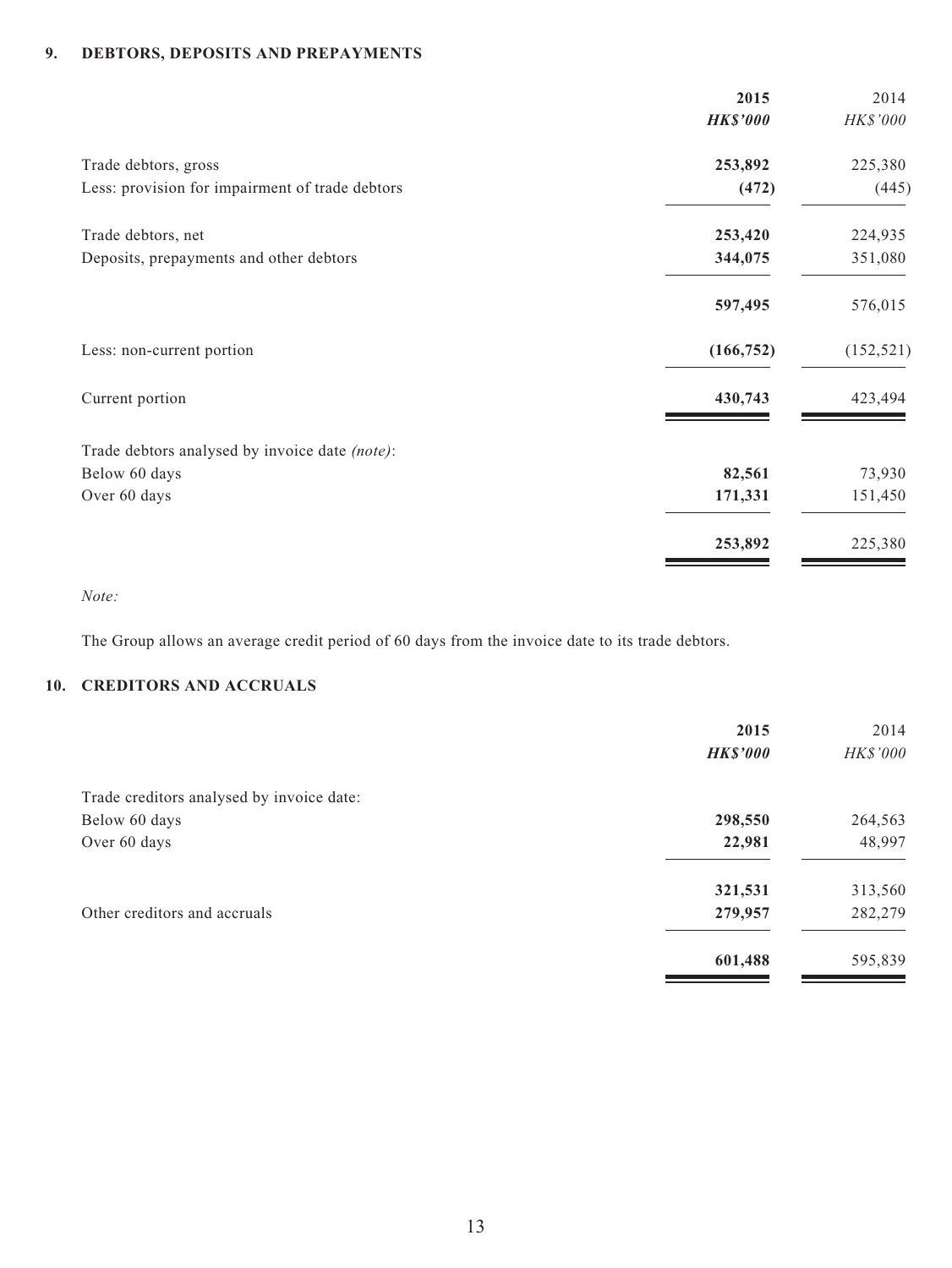## 9. DEBTORS, DEPOSITS AND PREPAYMENTS

| | 2015 | 2014 |
|---|---|---|
| | ***HK$'000*** | *HK$'000* |
| Trade debtors, gross | **253,892** | 225,380 |
| Less: provision for impairment of trade debtors | **(472)** | (445) |
| Trade debtors, net | **253,420** | 224,935 |
| Deposits, prepayments and other debtors | **344,075** | 351,080 |
| | **597,495** | 576,015 |
| Less: non-current portion | **(166,752)** | (152,521) |
| Current portion | **430,743** | 423,494 |
| Trade debtors analysed by invoice date *(note)*: | | |
| Below 60 days | **82,561** | 73,930 |
| Over 60 days | **171,331** | 151,450 |
| | **253,892** | 225,380 |

*Note:*

The Group allows an average credit period of 60 days from the invoice date to its trade debtors.

## 10. CREDITORS AND ACCRUALS

| | 2015 | 2014 |
|---|---|---|
| | ***HK$'000*** | *HK$'000* |
| Trade creditors analysed by invoice date: | | |
| Below 60 days | **298,550** | 264,563 |
| Over 60 days | **22,981** | 48,997 |
| | **321,531** | 313,560 |
| Other creditors and accruals | **279,957** | 282,279 |
| | **601,488** | 595,839 |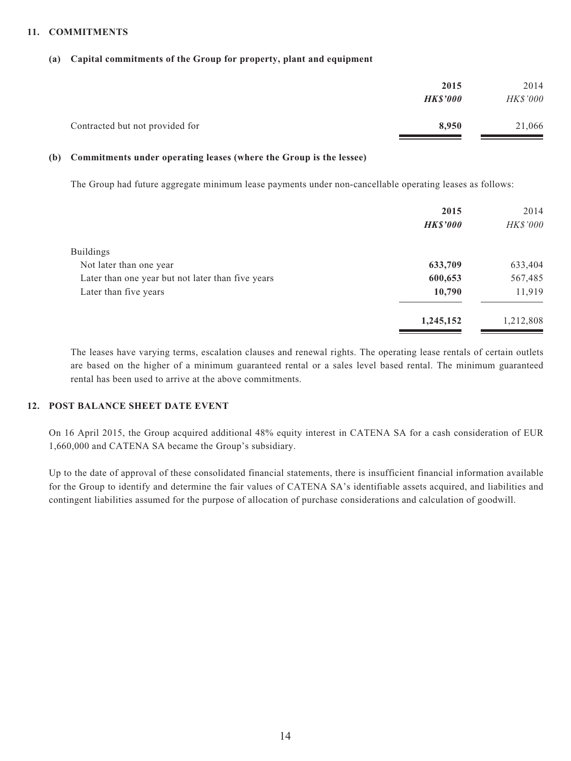## 11. COMMITMENTS

### (a) Capital commitments of the Group for property, plant and equipment

| | 2015 | 2014 |
|---|---|---|
| | ***HK$'000*** | *HK$'000* |
| Contracted but not provided for | **8,950** | 21,066 |

### (b) Commitments under operating leases (where the Group is the lessee)

The Group had future aggregate minimum lease payments under non-cancellable operating leases as follows:

| | 2015 | 2014 |
|---|---|---|
| | ***HK$'000*** | *HK$'000* |
| Buildings | | |
| Not later than one year | **633,709** | 633,404 |
| Later than one year but not later than five years | **600,653** | 567,485 |
| Later than five years | **10,790** | 11,919 |
| | **1,245,152** | 1,212,808 |

The leases have varying terms, escalation clauses and renewal rights. The operating lease rentals of certain outlets are based on the higher of a minimum guaranteed rental or a sales level based rental. The minimum guaranteed rental has been used to arrive at the above commitments.

## 12. POST BALANCE SHEET DATE EVENT

On 16 April 2015, the Group acquired additional 48% equity interest in CATENA SA for a cash consideration of EUR 1,660,000 and CATENA SA became the Group's subsidiary.

Up to the date of approval of these consolidated financial statements, there is insufficient financial information available for the Group to identify and determine the fair values of CATENA SA's identifiable assets acquired, and liabilities and contingent liabilities assumed for the purpose of allocation of purchase considerations and calculation of goodwill.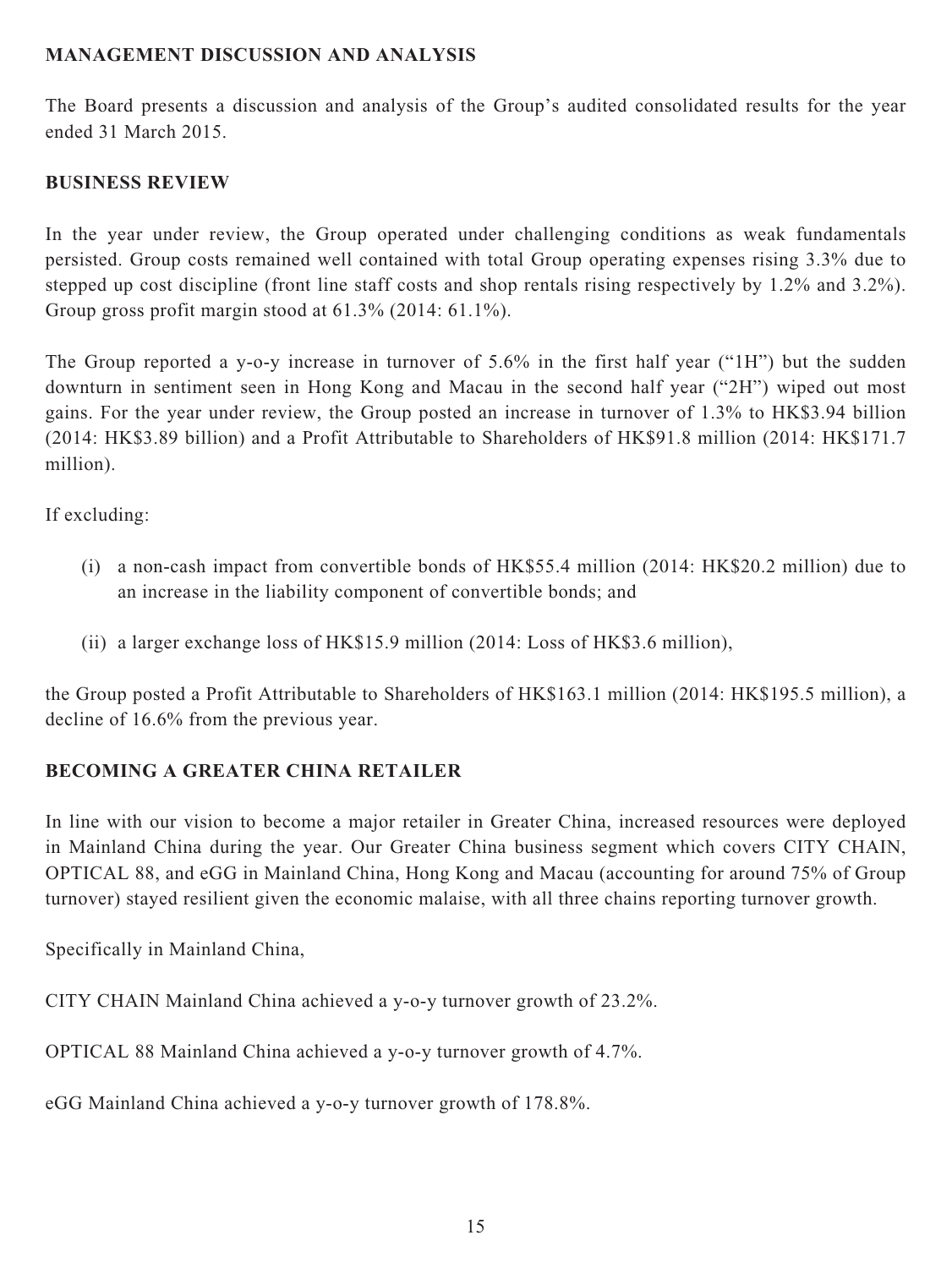## MANAGEMENT DISCUSSION AND ANALYSIS

The Board presents a discussion and analysis of the Group's audited consolidated results for the year ended 31 March 2015.

## BUSINESS REVIEW

In the year under review, the Group operated under challenging conditions as weak fundamentals persisted. Group costs remained well contained with total Group operating expenses rising 3.3% due to stepped up cost discipline (front line staff costs and shop rentals rising respectively by 1.2% and 3.2%). Group gross profit margin stood at 61.3% (2014: 61.1%).

The Group reported a y-o-y increase in turnover of 5.6% in the first half year ("1H") but the sudden downturn in sentiment seen in Hong Kong and Macau in the second half year ("2H") wiped out most gains. For the year under review, the Group posted an increase in turnover of 1.3% to HK$3.94 billion (2014: HK$3.89 billion) and a Profit Attributable to Shareholders of HK$91.8 million (2014: HK$171.7 million).

If excluding:

(i) a non-cash impact from convertible bonds of HK$55.4 million (2014: HK$20.2 million) due to an increase in the liability component of convertible bonds; and

(ii) a larger exchange loss of HK$15.9 million (2014: Loss of HK$3.6 million),

the Group posted a Profit Attributable to Shareholders of HK$163.1 million (2014: HK$195.5 million), a decline of 16.6% from the previous year.

## BECOMING A GREATER CHINA RETAILER

In line with our vision to become a major retailer in Greater China, increased resources were deployed in Mainland China during the year. Our Greater China business segment which covers CITY CHAIN, OPTICAL 88, and eGG in Mainland China, Hong Kong and Macau (accounting for around 75% of Group turnover) stayed resilient given the economic malaise, with all three chains reporting turnover growth.

Specifically in Mainland China,

CITY CHAIN Mainland China achieved a y-o-y turnover growth of 23.2%.

OPTICAL 88 Mainland China achieved a y-o-y turnover growth of 4.7%.

eGG Mainland China achieved a y-o-y turnover growth of 178.8%.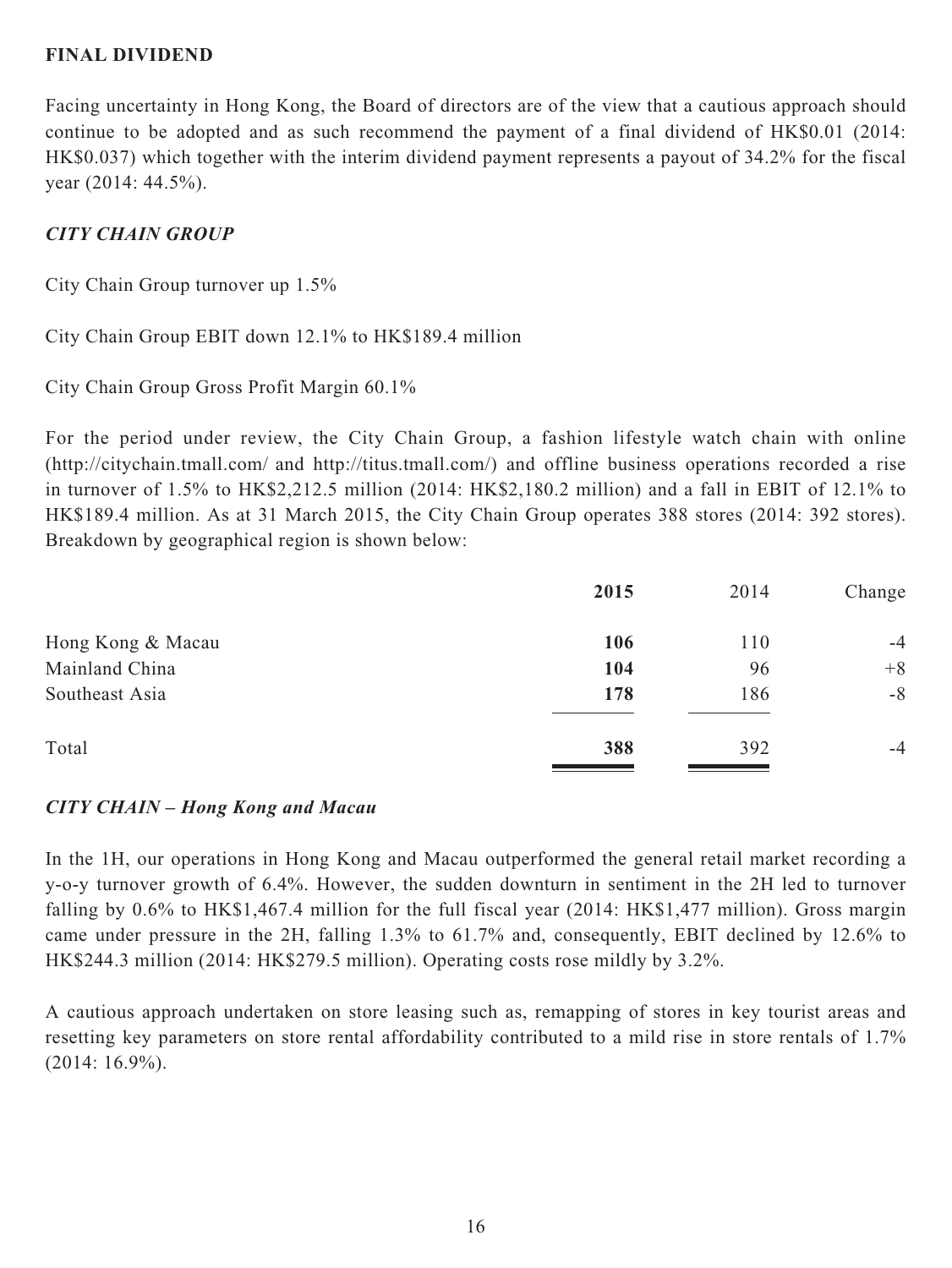## FINAL DIVIDEND

Facing uncertainty in Hong Kong, the Board of directors are of the view that a cautious approach should continue to be adopted and as such recommend the payment of a final dividend of HK$0.01 (2014: HK$0.037) which together with the interim dividend payment represents a payout of 34.2% for the fiscal year (2014: 44.5%).

### *CITY CHAIN GROUP*

City Chain Group turnover up 1.5%

City Chain Group EBIT down 12.1% to HK$189.4 million

City Chain Group Gross Profit Margin 60.1%

For the period under review, the City Chain Group, a fashion lifestyle watch chain with online (http://citychain.tmall.com/ and http://titus.tmall.com/) and offline business operations recorded a rise in turnover of 1.5% to HK$2,212.5 million (2014: HK$2,180.2 million) and a fall in EBIT of 12.1% to HK$189.4 million. As at 31 March 2015, the City Chain Group operates 388 stores (2014: 392 stores). Breakdown by geographical region is shown below:

| | **2015** | 2014 | Change |
|---|---|---|---|
| Hong Kong & Macau | **106** | 110 | -4 |
| Mainland China | **104** | 96 | +8 |
| Southeast Asia | **178** | 186 | -8 |
| Total | **388** | 392 | -4 |

### *CITY CHAIN – Hong Kong and Macau*

In the 1H, our operations in Hong Kong and Macau outperformed the general retail market recording a y-o-y turnover growth of 6.4%. However, the sudden downturn in sentiment in the 2H led to turnover falling by 0.6% to HK$1,467.4 million for the full fiscal year (2014: HK$1,477 million). Gross margin came under pressure in the 2H, falling 1.3% to 61.7% and, consequently, EBIT declined by 12.6% to HK$244.3 million (2014: HK$279.5 million). Operating costs rose mildly by 3.2%.

A cautious approach undertaken on store leasing such as, remapping of stores in key tourist areas and resetting key parameters on store rental affordability contributed to a mild rise in store rentals of 1.7% (2014: 16.9%).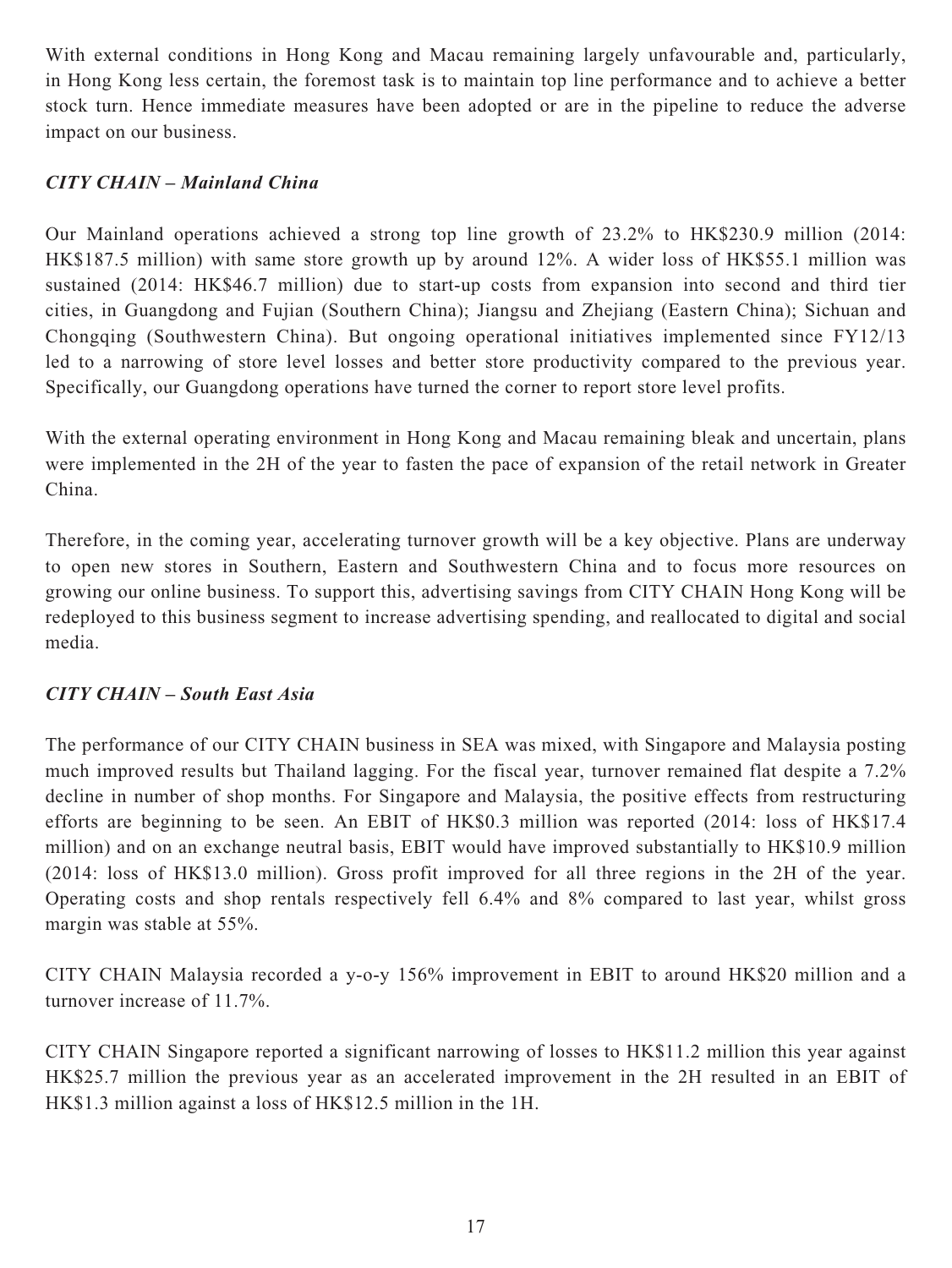With external conditions in Hong Kong and Macau remaining largely unfavourable and, particularly, in Hong Kong less certain, the foremost task is to maintain top line performance and to achieve a better stock turn. Hence immediate measures have been adopted or are in the pipeline to reduce the adverse impact on our business.

***CITY CHAIN – Mainland China***

Our Mainland operations achieved a strong top line growth of 23.2% to HK$230.9 million (2014: HK$187.5 million) with same store growth up by around 12%. A wider loss of HK$55.1 million was sustained (2014: HK$46.7 million) due to start-up costs from expansion into second and third tier cities, in Guangdong and Fujian (Southern China); Jiangsu and Zhejiang (Eastern China); Sichuan and Chongqing (Southwestern China). But ongoing operational initiatives implemented since FY12/13 led to a narrowing of store level losses and better store productivity compared to the previous year. Specifically, our Guangdong operations have turned the corner to report store level profits.

With the external operating environment in Hong Kong and Macau remaining bleak and uncertain, plans were implemented in the 2H of the year to fasten the pace of expansion of the retail network in Greater China.

Therefore, in the coming year, accelerating turnover growth will be a key objective. Plans are underway to open new stores in Southern, Eastern and Southwestern China and to focus more resources on growing our online business. To support this, advertising savings from CITY CHAIN Hong Kong will be redeployed to this business segment to increase advertising spending, and reallocated to digital and social media.

***CITY CHAIN – South East Asia***

The performance of our CITY CHAIN business in SEA was mixed, with Singapore and Malaysia posting much improved results but Thailand lagging. For the fiscal year, turnover remained flat despite a 7.2% decline in number of shop months. For Singapore and Malaysia, the positive effects from restructuring efforts are beginning to be seen. An EBIT of HK$0.3 million was reported (2014: loss of HK$17.4 million) and on an exchange neutral basis, EBIT would have improved substantially to HK$10.9 million (2014: loss of HK$13.0 million). Gross profit improved for all three regions in the 2H of the year. Operating costs and shop rentals respectively fell 6.4% and 8% compared to last year, whilst gross margin was stable at 55%.

CITY CHAIN Malaysia recorded a y-o-y 156% improvement in EBIT to around HK$20 million and a turnover increase of 11.7%.

CITY CHAIN Singapore reported a significant narrowing of losses to HK$11.2 million this year against HK$25.7 million the previous year as an accelerated improvement in the 2H resulted in an EBIT of HK$1.3 million against a loss of HK$12.5 million in the 1H.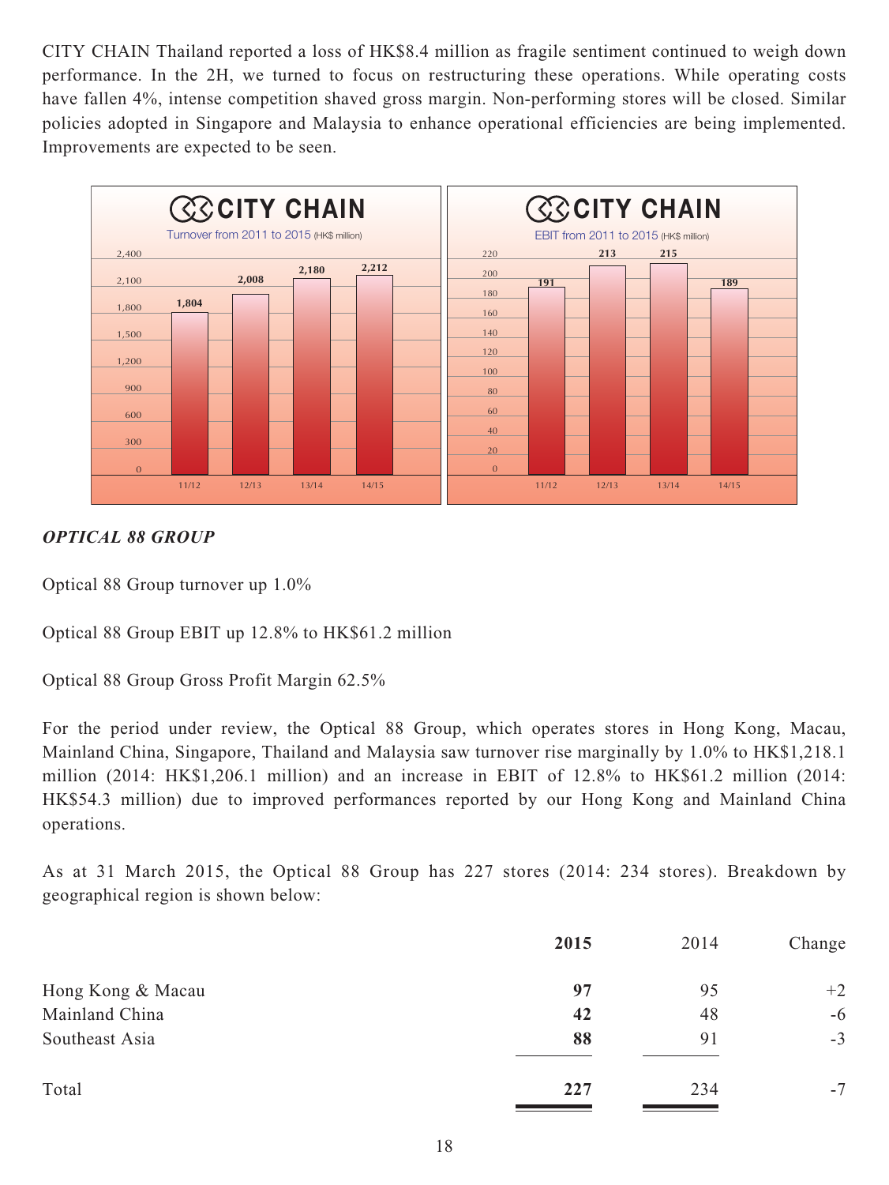CITY CHAIN Thailand reported a loss of HK$8.4 million as fragile sentiment continued to weigh down performance. In the 2H, we turned to focus on restructuring these operations. While operating costs have fallen 4%, intense competition shaved gross margin. Non-performing stores will be closed. Similar policies adopted in Singapore and Malaysia to enhance operational efficiencies are being implemented. Improvements are expected to be seen.

**CITY CHAIN**

Turnover from 2011 to 2015 (HK$ million)

| 11/12 | 12/13 | 13/14 | 14/15 |
|---|---|---|---|
| 1,804 | 2,008 | 2,180 | 2,212 |

**CITY CHAIN**

EBIT from 2011 to 2015 (HK$ million)

| 11/12 | 12/13 | 13/14 | 14/15 |
|---|---|---|---|
| 191 | 213 | 215 | 189 |

***OPTICAL 88 GROUP***

Optical 88 Group turnover up 1.0%

Optical 88 Group EBIT up 12.8% to HK$61.2 million

Optical 88 Group Gross Profit Margin 62.5%

For the period under review, the Optical 88 Group, which operates stores in Hong Kong, Macau, Mainland China, Singapore, Thailand and Malaysia saw turnover rise marginally by 1.0% to HK$1,218.1 million (2014: HK$1,206.1 million) and an increase in EBIT of 12.8% to HK$61.2 million (2014: HK$54.3 million) due to improved performances reported by our Hong Kong and Mainland China operations.

As at 31 March 2015, the Optical 88 Group has 227 stores (2014: 234 stores). Breakdown by geographical region is shown below:

| | **2015** | 2014 | Change |
|---|---|---|---|
| Hong Kong & Macau | **97** | 95 | +2 |
| Mainland China | **42** | 48 | -6 |
| Southeast Asia | **88** | 91 | -3 |
| Total | **227** | 234 | -7 |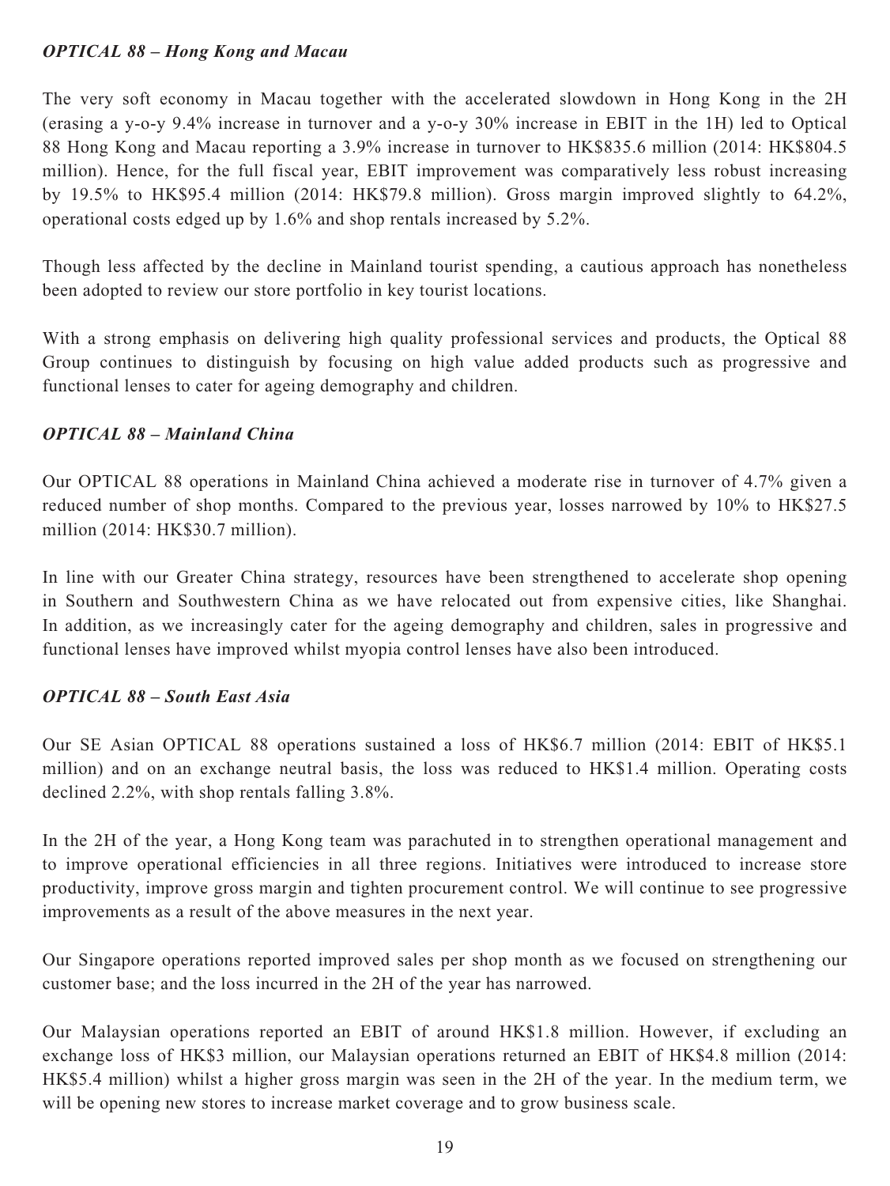*OPTICAL 88 – Hong Kong and Macau*

The very soft economy in Macau together with the accelerated slowdown in Hong Kong in the 2H (erasing a y-o-y 9.4% increase in turnover and a y-o-y 30% increase in EBIT in the 1H) led to Optical 88 Hong Kong and Macau reporting a 3.9% increase in turnover to HK$835.6 million (2014: HK$804.5 million). Hence, for the full fiscal year, EBIT improvement was comparatively less robust increasing by 19.5% to HK$95.4 million (2014: HK$79.8 million). Gross margin improved slightly to 64.2%, operational costs edged up by 1.6% and shop rentals increased by 5.2%.

Though less affected by the decline in Mainland tourist spending, a cautious approach has nonetheless been adopted to review our store portfolio in key tourist locations.

With a strong emphasis on delivering high quality professional services and products, the Optical 88 Group continues to distinguish by focusing on high value added products such as progressive and functional lenses to cater for ageing demography and children.

*OPTICAL 88 – Mainland China*

Our OPTICAL 88 operations in Mainland China achieved a moderate rise in turnover of 4.7% given a reduced number of shop months. Compared to the previous year, losses narrowed by 10% to HK$27.5 million (2014: HK$30.7 million).

In line with our Greater China strategy, resources have been strengthened to accelerate shop opening in Southern and Southwestern China as we have relocated out from expensive cities, like Shanghai. In addition, as we increasingly cater for the ageing demography and children, sales in progressive and functional lenses have improved whilst myopia control lenses have also been introduced.

*OPTICAL 88 – South East Asia*

Our SE Asian OPTICAL 88 operations sustained a loss of HK$6.7 million (2014: EBIT of HK$5.1 million) and on an exchange neutral basis, the loss was reduced to HK$1.4 million. Operating costs declined 2.2%, with shop rentals falling 3.8%.

In the 2H of the year, a Hong Kong team was parachuted in to strengthen operational management and to improve operational efficiencies in all three regions. Initiatives were introduced to increase store productivity, improve gross margin and tighten procurement control. We will continue to see progressive improvements as a result of the above measures in the next year.

Our Singapore operations reported improved sales per shop month as we focused on strengthening our customer base; and the loss incurred in the 2H of the year has narrowed.

Our Malaysian operations reported an EBIT of around HK$1.8 million. However, if excluding an exchange loss of HK$3 million, our Malaysian operations returned an EBIT of HK$4.8 million (2014: HK$5.4 million) whilst a higher gross margin was seen in the 2H of the year. In the medium term, we will be opening new stores to increase market coverage and to grow business scale.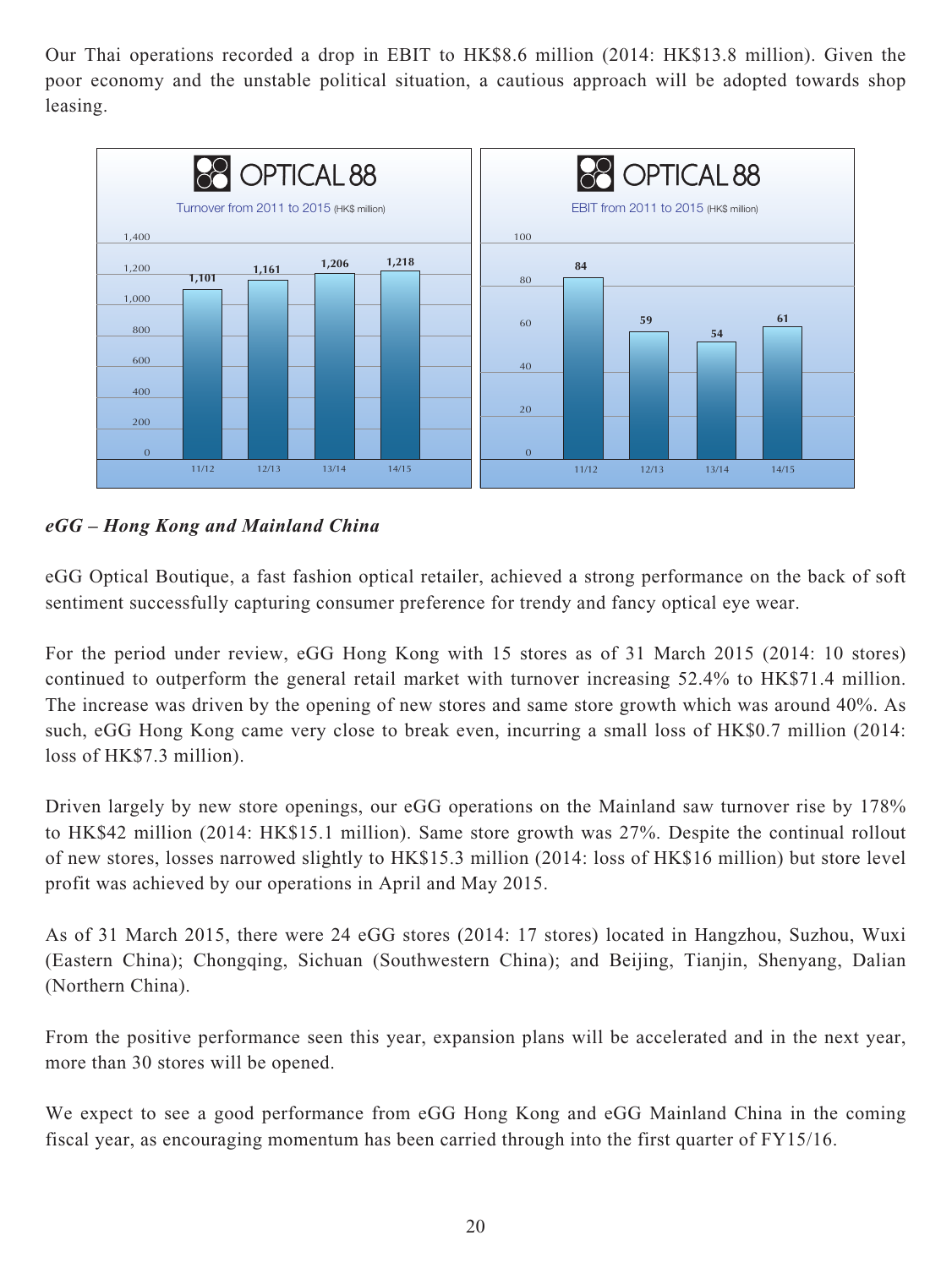Our Thai operations recorded a drop in EBIT to HK$8.6 million (2014: HK$13.8 million). Given the poor economy and the unstable political situation, a cautious approach will be adopted towards shop leasing.

OPTICAL 88

Turnover from 2011 to 2015 (HK$ million)

| 11/12 | 12/13 | 13/14 | 14/15 |
|---|---|---|---|
| 1,101 | 1,161 | 1,206 | 1,218 |

OPTICAL 88

EBIT from 2011 to 2015 (HK$ million)

| 11/12 | 12/13 | 13/14 | 14/15 |
|---|---|---|---|
| 84 | 59 | 54 | 61 |

***eGG – Hong Kong and Mainland China***

eGG Optical Boutique, a fast fashion optical retailer, achieved a strong performance on the back of soft sentiment successfully capturing consumer preference for trendy and fancy optical eye wear.

For the period under review, eGG Hong Kong with 15 stores as of 31 March 2015 (2014: 10 stores) continued to outperform the general retail market with turnover increasing 52.4% to HK$71.4 million. The increase was driven by the opening of new stores and same store growth which was around 40%. As such, eGG Hong Kong came very close to break even, incurring a small loss of HK$0.7 million (2014: loss of HK$7.3 million).

Driven largely by new store openings, our eGG operations on the Mainland saw turnover rise by 178% to HK$42 million (2014: HK$15.1 million). Same store growth was 27%. Despite the continual rollout of new stores, losses narrowed slightly to HK$15.3 million (2014: loss of HK$16 million) but store level profit was achieved by our operations in April and May 2015.

As of 31 March 2015, there were 24 eGG stores (2014: 17 stores) located in Hangzhou, Suzhou, Wuxi (Eastern China); Chongqing, Sichuan (Southwestern China); and Beijing, Tianjin, Shenyang, Dalian (Northern China).

From the positive performance seen this year, expansion plans will be accelerated and in the next year, more than 30 stores will be opened.

We expect to see a good performance from eGG Hong Kong and eGG Mainland China in the coming fiscal year, as encouraging momentum has been carried through into the first quarter of FY15/16.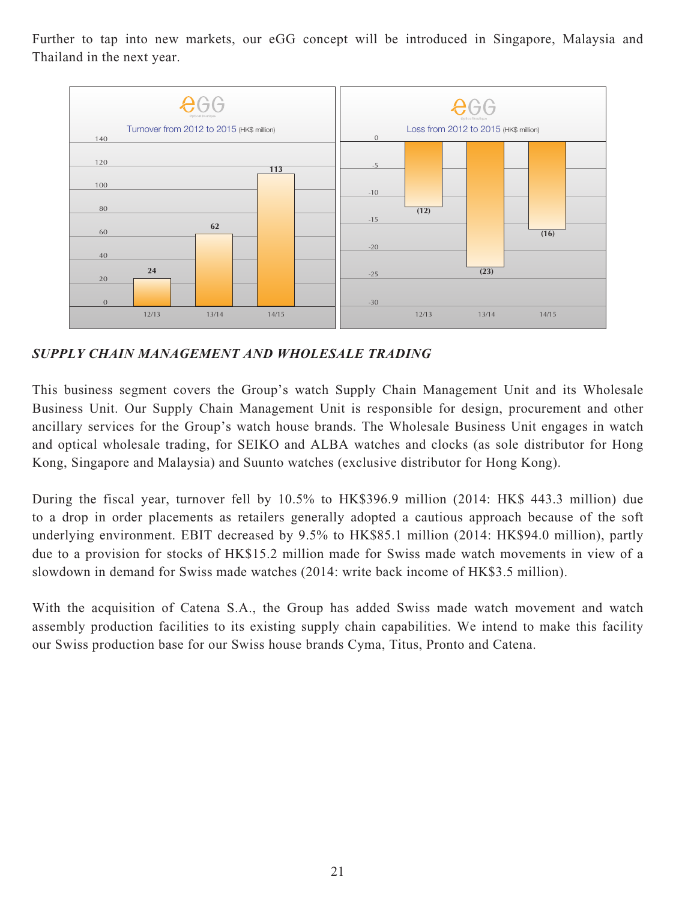Further to tap into new markets, our eGG concept will be introduced in Singapore, Malaysia and Thailand in the next year.

eGG

Turnover from 2012 to 2015 (HK$ million)

| | 12/13 | 13/14 | 14/15 |
|---|---|---|---|
| Turnover | 24 | 62 | 113 |

eGG

Loss from 2012 to 2015 (HK$ million)

| | 12/13 | 13/14 | 14/15 |
|---|---|---|---|
| Loss | (12) | (23) | (16) |

***SUPPLY CHAIN MANAGEMENT AND WHOLESALE TRADING***

This business segment covers the Group's watch Supply Chain Management Unit and its Wholesale Business Unit. Our Supply Chain Management Unit is responsible for design, procurement and other ancillary services for the Group's watch house brands. The Wholesale Business Unit engages in watch and optical wholesale trading, for SEIKO and ALBA watches and clocks (as sole distributor for Hong Kong, Singapore and Malaysia) and Suunto watches (exclusive distributor for Hong Kong).

During the fiscal year, turnover fell by 10.5% to HK$396.9 million (2014: HK$ 443.3 million) due to a drop in order placements as retailers generally adopted a cautious approach because of the soft underlying environment. EBIT decreased by 9.5% to HK$85.1 million (2014: HK$94.0 million), partly due to a provision for stocks of HK$15.2 million made for Swiss made watch movements in view of a slowdown in demand for Swiss made watches (2014: write back income of HK$3.5 million).

With the acquisition of Catena S.A., the Group has added Swiss made watch movement and watch assembly production facilities to its existing supply chain capabilities. We intend to make this facility our Swiss production base for our Swiss house brands Cyma, Titus, Pronto and Catena.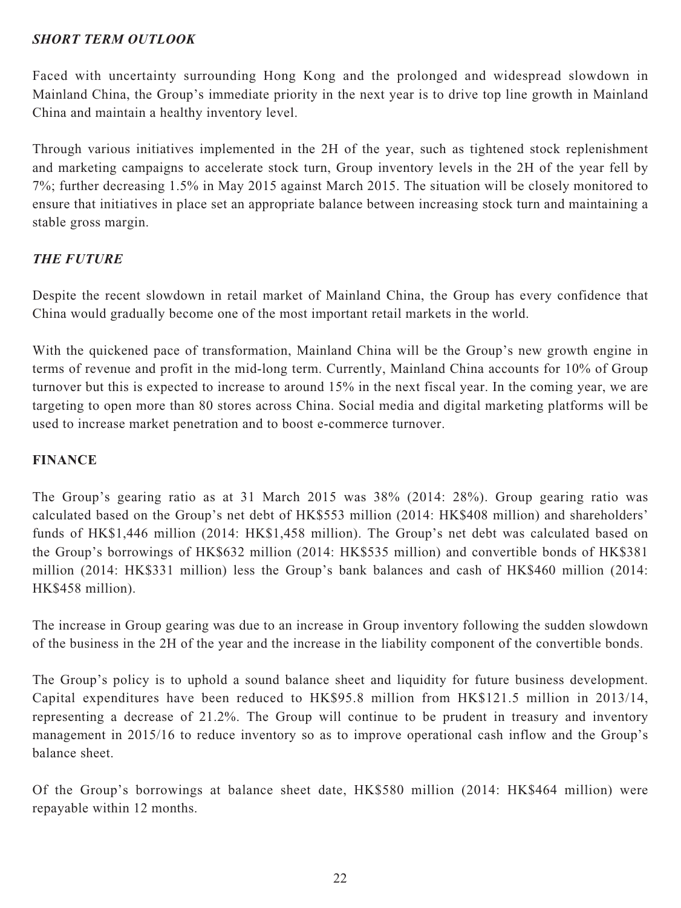***SHORT TERM OUTLOOK***

Faced with uncertainty surrounding Hong Kong and the prolonged and widespread slowdown in Mainland China, the Group's immediate priority in the next year is to drive top line growth in Mainland China and maintain a healthy inventory level.

Through various initiatives implemented in the 2H of the year, such as tightened stock replenishment and marketing campaigns to accelerate stock turn, Group inventory levels in the 2H of the year fell by 7%; further decreasing 1.5% in May 2015 against March 2015. The situation will be closely monitored to ensure that initiatives in place set an appropriate balance between increasing stock turn and maintaining a stable gross margin.

***THE FUTURE***

Despite the recent slowdown in retail market of Mainland China, the Group has every confidence that China would gradually become one of the most important retail markets in the world.

With the quickened pace of transformation, Mainland China will be the Group's new growth engine in terms of revenue and profit in the mid-long term. Currently, Mainland China accounts for 10% of Group turnover but this is expected to increase to around 15% in the next fiscal year. In the coming year, we are targeting to open more than 80 stores across China. Social media and digital marketing platforms will be used to increase market penetration and to boost e-commerce turnover.

**FINANCE**

The Group's gearing ratio as at 31 March 2015 was 38% (2014: 28%). Group gearing ratio was calculated based on the Group's net debt of HK$553 million (2014: HK$408 million) and shareholders' funds of HK$1,446 million (2014: HK$1,458 million). The Group's net debt was calculated based on the Group's borrowings of HK$632 million (2014: HK$535 million) and convertible bonds of HK$381 million (2014: HK$331 million) less the Group's bank balances and cash of HK$460 million (2014: HK$458 million).

The increase in Group gearing was due to an increase in Group inventory following the sudden slowdown of the business in the 2H of the year and the increase in the liability component of the convertible bonds.

The Group's policy is to uphold a sound balance sheet and liquidity for future business development. Capital expenditures have been reduced to HK$95.8 million from HK$121.5 million in 2013/14, representing a decrease of 21.2%. The Group will continue to be prudent in treasury and inventory management in 2015/16 to reduce inventory so as to improve operational cash inflow and the Group's balance sheet.

Of the Group's borrowings at balance sheet date, HK$580 million (2014: HK$464 million) were repayable within 12 months.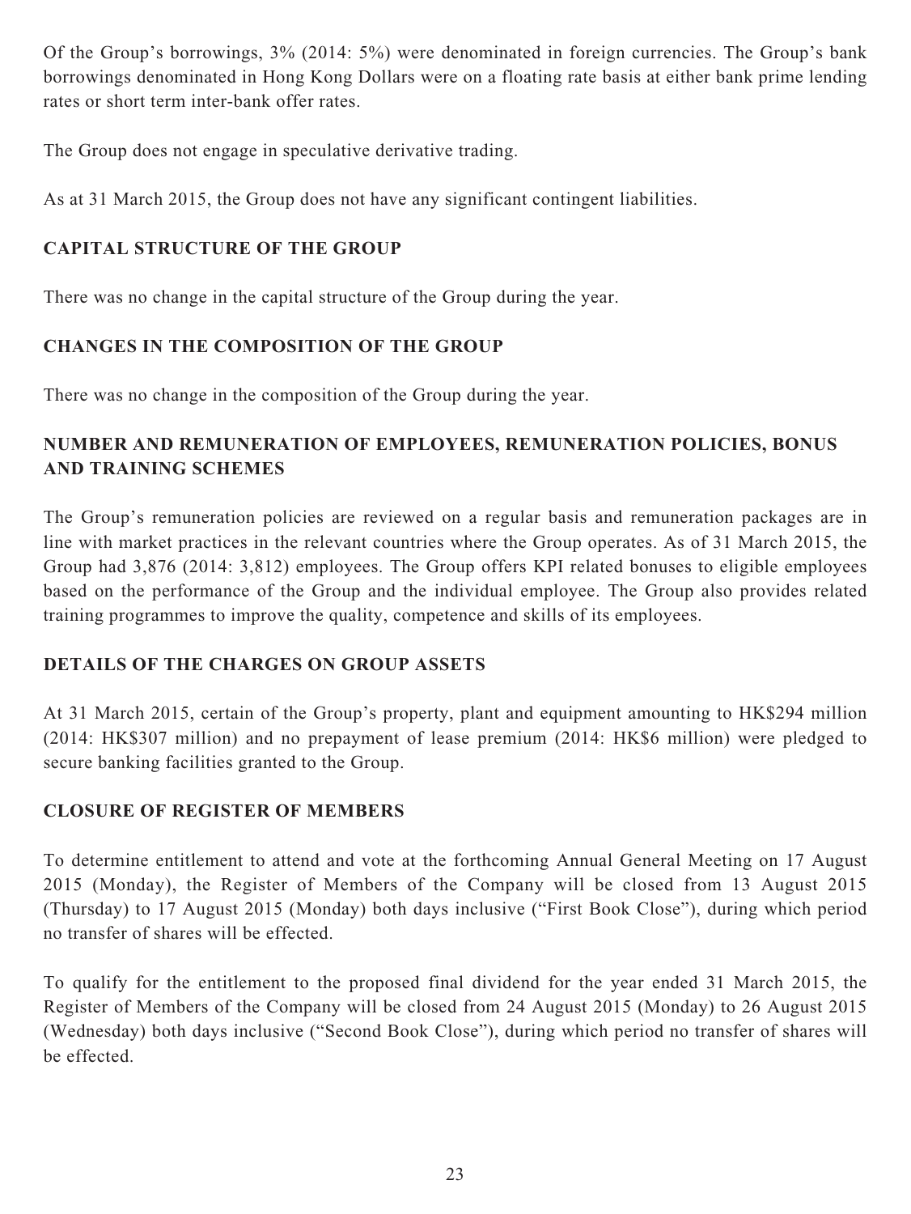Of the Group's borrowings, 3% (2014: 5%) were denominated in foreign currencies. The Group's bank borrowings denominated in Hong Kong Dollars were on a floating rate basis at either bank prime lending rates or short term inter-bank offer rates.

The Group does not engage in speculative derivative trading.

As at 31 March 2015, the Group does not have any significant contingent liabilities.

## CAPITAL STRUCTURE OF THE GROUP

There was no change in the capital structure of the Group during the year.

## CHANGES IN THE COMPOSITION OF THE GROUP

There was no change in the composition of the Group during the year.

## NUMBER AND REMUNERATION OF EMPLOYEES, REMUNERATION POLICIES, BONUS AND TRAINING SCHEMES

The Group's remuneration policies are reviewed on a regular basis and remuneration packages are in line with market practices in the relevant countries where the Group operates. As of 31 March 2015, the Group had 3,876 (2014: 3,812) employees. The Group offers KPI related bonuses to eligible employees based on the performance of the Group and the individual employee. The Group also provides related training programmes to improve the quality, competence and skills of its employees.

## DETAILS OF THE CHARGES ON GROUP ASSETS

At 31 March 2015, certain of the Group's property, plant and equipment amounting to HK$294 million (2014: HK$307 million) and no prepayment of lease premium (2014: HK$6 million) were pledged to secure banking facilities granted to the Group.

## CLOSURE OF REGISTER OF MEMBERS

To determine entitlement to attend and vote at the forthcoming Annual General Meeting on 17 August 2015 (Monday), the Register of Members of the Company will be closed from 13 August 2015 (Thursday) to 17 August 2015 (Monday) both days inclusive ("First Book Close"), during which period no transfer of shares will be effected.

To qualify for the entitlement to the proposed final dividend for the year ended 31 March 2015, the Register of Members of the Company will be closed from 24 August 2015 (Monday) to 26 August 2015 (Wednesday) both days inclusive ("Second Book Close"), during which period no transfer of shares will be effected.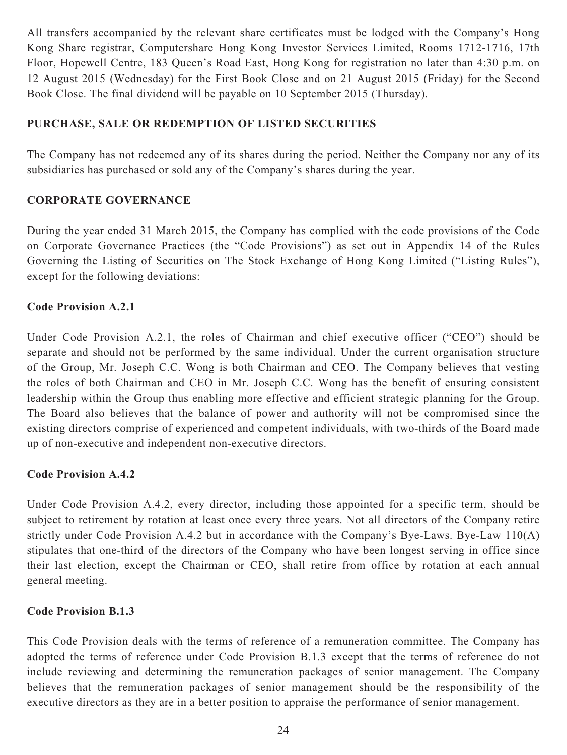All transfers accompanied by the relevant share certificates must be lodged with the Company's Hong Kong Share registrar, Computershare Hong Kong Investor Services Limited, Rooms 1712-1716, 17th Floor, Hopewell Centre, 183 Queen's Road East, Hong Kong for registration no later than 4:30 p.m. on 12 August 2015 (Wednesday) for the First Book Close and on 21 August 2015 (Friday) for the Second Book Close. The final dividend will be payable on 10 September 2015 (Thursday).

## PURCHASE, SALE OR REDEMPTION OF LISTED SECURITIES

The Company has not redeemed any of its shares during the period. Neither the Company nor any of its subsidiaries has purchased or sold any of the Company's shares during the year.

## CORPORATE GOVERNANCE

During the year ended 31 March 2015, the Company has complied with the code provisions of the Code on Corporate Governance Practices (the "Code Provisions") as set out in Appendix 14 of the Rules Governing the Listing of Securities on The Stock Exchange of Hong Kong Limited ("Listing Rules"), except for the following deviations:

### Code Provision A.2.1

Under Code Provision A.2.1, the roles of Chairman and chief executive officer ("CEO") should be separate and should not be performed by the same individual. Under the current organisation structure of the Group, Mr. Joseph C.C. Wong is both Chairman and CEO. The Company believes that vesting the roles of both Chairman and CEO in Mr. Joseph C.C. Wong has the benefit of ensuring consistent leadership within the Group thus enabling more effective and efficient strategic planning for the Group. The Board also believes that the balance of power and authority will not be compromised since the existing directors comprise of experienced and competent individuals, with two-thirds of the Board made up of non-executive and independent non-executive directors.

### Code Provision A.4.2

Under Code Provision A.4.2, every director, including those appointed for a specific term, should be subject to retirement by rotation at least once every three years. Not all directors of the Company retire strictly under Code Provision A.4.2 but in accordance with the Company's Bye-Laws. Bye-Law 110(A) stipulates that one-third of the directors of the Company who have been longest serving in office since their last election, except the Chairman or CEO, shall retire from office by rotation at each annual general meeting.

### Code Provision B.1.3

This Code Provision deals with the terms of reference of a remuneration committee. The Company has adopted the terms of reference under Code Provision B.1.3 except that the terms of reference do not include reviewing and determining the remuneration packages of senior management. The Company believes that the remuneration packages of senior management should be the responsibility of the executive directors as they are in a better position to appraise the performance of senior management.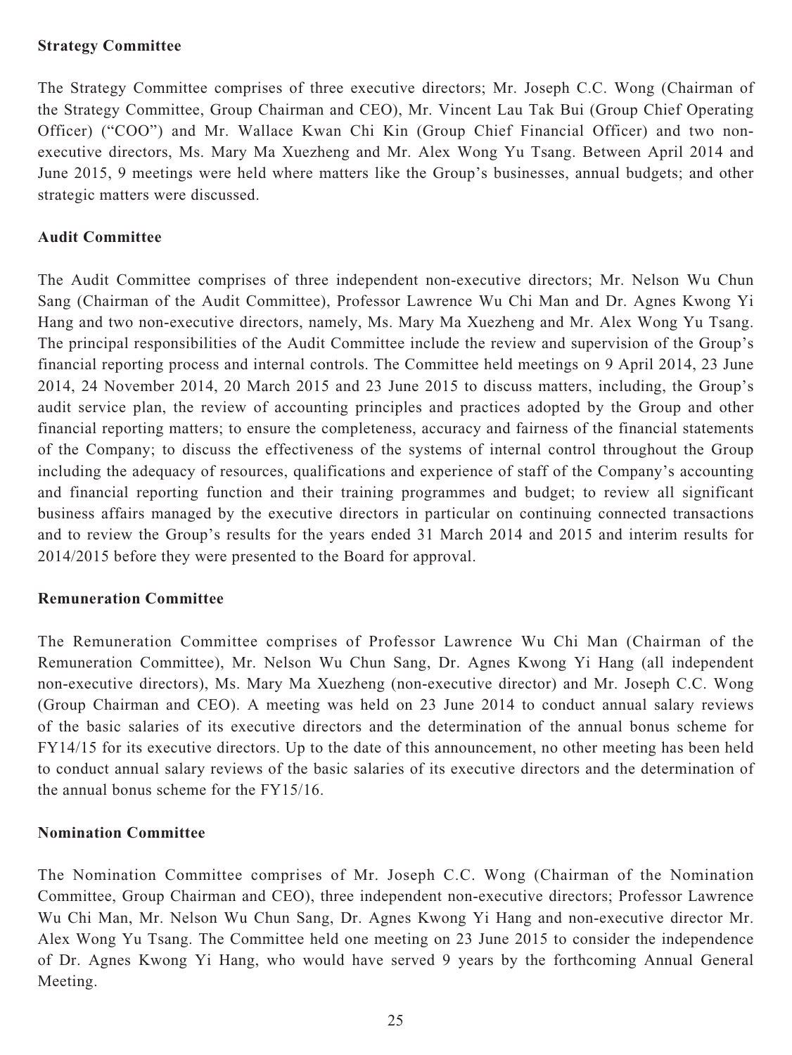### Strategy Committee

The Strategy Committee comprises of three executive directors; Mr. Joseph C.C. Wong (Chairman of the Strategy Committee, Group Chairman and CEO), Mr. Vincent Lau Tak Bui (Group Chief Operating Officer) ("COO") and Mr. Wallace Kwan Chi Kin (Group Chief Financial Officer) and two non-executive directors, Ms. Mary Ma Xuezheng and Mr. Alex Wong Yu Tsang. Between April 2014 and June 2015, 9 meetings were held where matters like the Group's businesses, annual budgets; and other strategic matters were discussed.

### Audit Committee

The Audit Committee comprises of three independent non-executive directors; Mr. Nelson Wu Chun Sang (Chairman of the Audit Committee), Professor Lawrence Wu Chi Man and Dr. Agnes Kwong Yi Hang and two non-executive directors, namely, Ms. Mary Ma Xuezheng and Mr. Alex Wong Yu Tsang. The principal responsibilities of the Audit Committee include the review and supervision of the Group's financial reporting process and internal controls. The Committee held meetings on 9 April 2014, 23 June 2014, 24 November 2014, 20 March 2015 and 23 June 2015 to discuss matters, including, the Group's audit service plan, the review of accounting principles and practices adopted by the Group and other financial reporting matters; to ensure the completeness, accuracy and fairness of the financial statements of the Company; to discuss the effectiveness of the systems of internal control throughout the Group including the adequacy of resources, qualifications and experience of staff of the Company's accounting and financial reporting function and their training programmes and budget; to review all significant business affairs managed by the executive directors in particular on continuing connected transactions and to review the Group's results for the years ended 31 March 2014 and 2015 and interim results for 2014/2015 before they were presented to the Board for approval.

### Remuneration Committee

The Remuneration Committee comprises of Professor Lawrence Wu Chi Man (Chairman of the Remuneration Committee), Mr. Nelson Wu Chun Sang, Dr. Agnes Kwong Yi Hang (all independent non-executive directors), Ms. Mary Ma Xuezheng (non-executive director) and Mr. Joseph C.C. Wong (Group Chairman and CEO). A meeting was held on 23 June 2014 to conduct annual salary reviews of the basic salaries of its executive directors and the determination of the annual bonus scheme for FY14/15 for its executive directors. Up to the date of this announcement, no other meeting has been held to conduct annual salary reviews of the basic salaries of its executive directors and the determination of the annual bonus scheme for the FY15/16.

### Nomination Committee

The Nomination Committee comprises of Mr. Joseph C.C. Wong (Chairman of the Nomination Committee, Group Chairman and CEO), three independent non-executive directors; Professor Lawrence Wu Chi Man, Mr. Nelson Wu Chun Sang, Dr. Agnes Kwong Yi Hang and non-executive director Mr. Alex Wong Yu Tsang. The Committee held one meeting on 23 June 2015 to consider the independence of Dr. Agnes Kwong Yi Hang, who would have served 9 years by the forthcoming Annual General Meeting.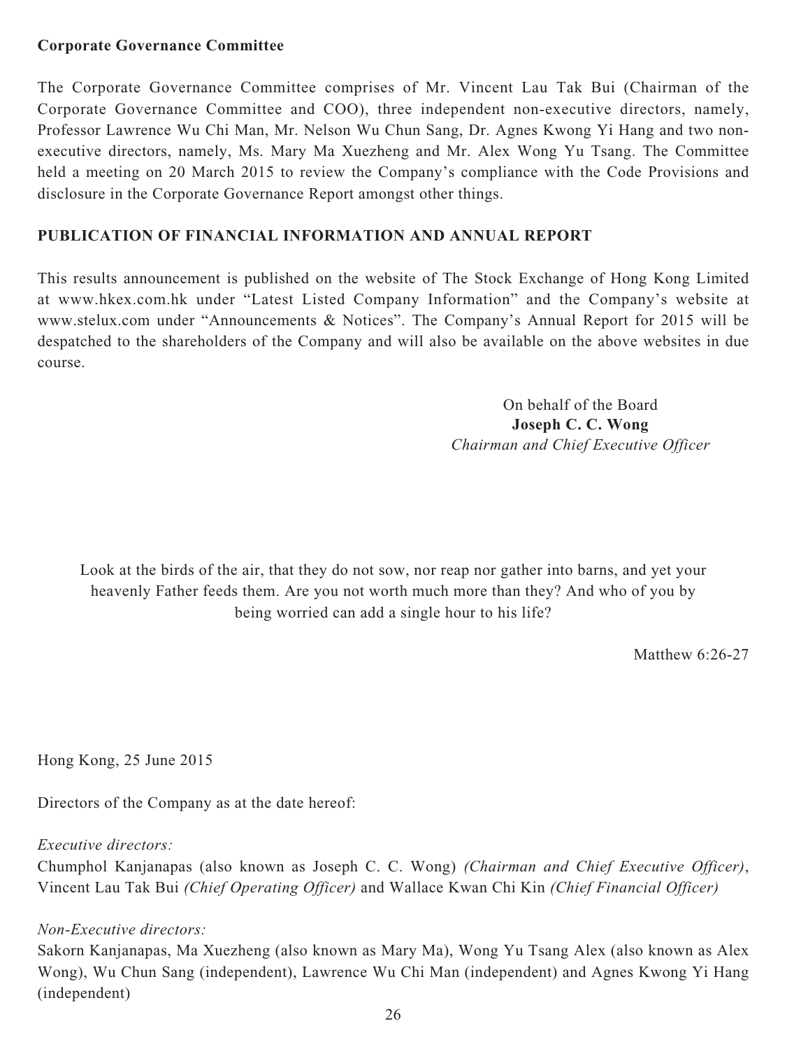**Corporate Governance Committee**

The Corporate Governance Committee comprises of Mr. Vincent Lau Tak Bui (Chairman of the Corporate Governance Committee and COO), three independent non-executive directors, namely, Professor Lawrence Wu Chi Man, Mr. Nelson Wu Chun Sang, Dr. Agnes Kwong Yi Hang and two non-executive directors, namely, Ms. Mary Ma Xuezheng and Mr. Alex Wong Yu Tsang. The Committee held a meeting on 20 March 2015 to review the Company's compliance with the Code Provisions and disclosure in the Corporate Governance Report amongst other things.

**PUBLICATION OF FINANCIAL INFORMATION AND ANNUAL REPORT**

This results announcement is published on the website of The Stock Exchange of Hong Kong Limited at www.hkex.com.hk under "Latest Listed Company Information" and the Company's website at www.stelux.com under "Announcements & Notices". The Company's Annual Report for 2015 will be despatched to the shareholders of the Company and will also be available on the above websites in due course.

On behalf of the Board
**Joseph C. C. Wong**
*Chairman and Chief Executive Officer*

Look at the birds of the air, that they do not sow, nor reap nor gather into barns, and yet your heavenly Father feeds them. Are you not worth much more than they? And who of you by being worried can add a single hour to his life?

Matthew 6:26-27

Hong Kong, 25 June 2015

Directors of the Company as at the date hereof:

*Executive directors:*
Chumphol Kanjanapas (also known as Joseph C. C. Wong) *(Chairman and Chief Executive Officer)*, Vincent Lau Tak Bui *(Chief Operating Officer)* and Wallace Kwan Chi Kin *(Chief Financial Officer)*

*Non-Executive directors:*
Sakorn Kanjanapas, Ma Xuezheng (also known as Mary Ma), Wong Yu Tsang Alex (also known as Alex Wong), Wu Chun Sang (independent), Lawrence Wu Chi Man (independent) and Agnes Kwong Yi Hang (independent)